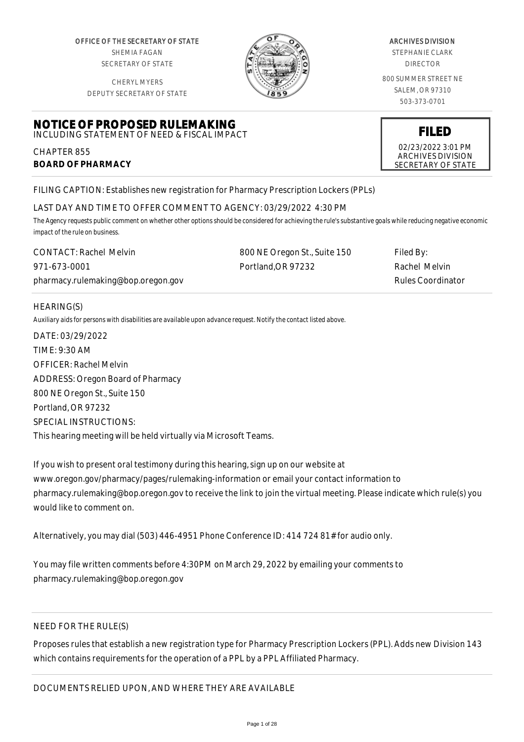OFFICE OF THE SECRETARY OF STATE
SHEMIA FAGAN
SECRETARY OF STATE

CHERYL MYERS
DEPUTY SECRETARY OF STATE

ARCHIVES DIVISION
STEPHANIE CLARK
DIRECTOR

800 SUMMER STREET NE
SALEM, OR 97310
503-373-0701

# NOTICE OF PROPOSED RULEMAKING

INCLUDING STATEMENT OF NEED & FISCAL IMPACT

CHAPTER 855
**BOARD OF PHARMACY**

**FILED**
02/23/2022 3:01 PM
ARCHIVES DIVISION
SECRETARY OF STATE

FILING CAPTION: Establishes new registration for Pharmacy Prescription Lockers (PPLs)

LAST DAY AND TIME TO OFFER COMMENT TO AGENCY: 03/29/2022 4:30 PM

*The Agency requests public comment on whether other options should be considered for achieving the rule's substantive goals while reducing negative economic impact of the rule on business.*

CONTACT: Rachel Melvin
971-673-0001
pharmacy.rulemaking@bop.oregon.gov

800 NE Oregon St., Suite 150
Portland,OR 97232

Filed By:
Rachel Melvin
Rules Coordinator

HEARING(S)

*Auxiliary aids for persons with disabilities are available upon advance request. Notify the contact listed above.*

DATE: 03/29/2022
TIME: 9:30 AM
OFFICER: Rachel Melvin
ADDRESS: Oregon Board of Pharmacy
800 NE Oregon St., Suite 150
Portland, OR 97232
SPECIAL INSTRUCTIONS:
This hearing meeting will be held virtually via Microsoft Teams.

If you wish to present oral testimony during this hearing, sign up on our website at www.oregon.gov/pharmacy/pages/rulemaking-information or email your contact information to pharmacy.rulemaking@bop.oregon.gov to receive the link to join the virtual meeting. Please indicate which rule(s) you would like to comment on.

Alternatively, you may dial (503) 446-4951 Phone Conference ID: 414 724 81# for audio only.

You may file written comments before 4:30PM on March 29, 2022 by emailing your comments to pharmacy.rulemaking@bop.oregon.gov

NEED FOR THE RULE(S)

Proposes rules that establish a new registration type for Pharmacy Prescription Lockers (PPL). Adds new Division 143 which contains requirements for the operation of a PPL by a PPL Affiliated Pharmacy.

DOCUMENTS RELIED UPON, AND WHERE THEY ARE AVAILABLE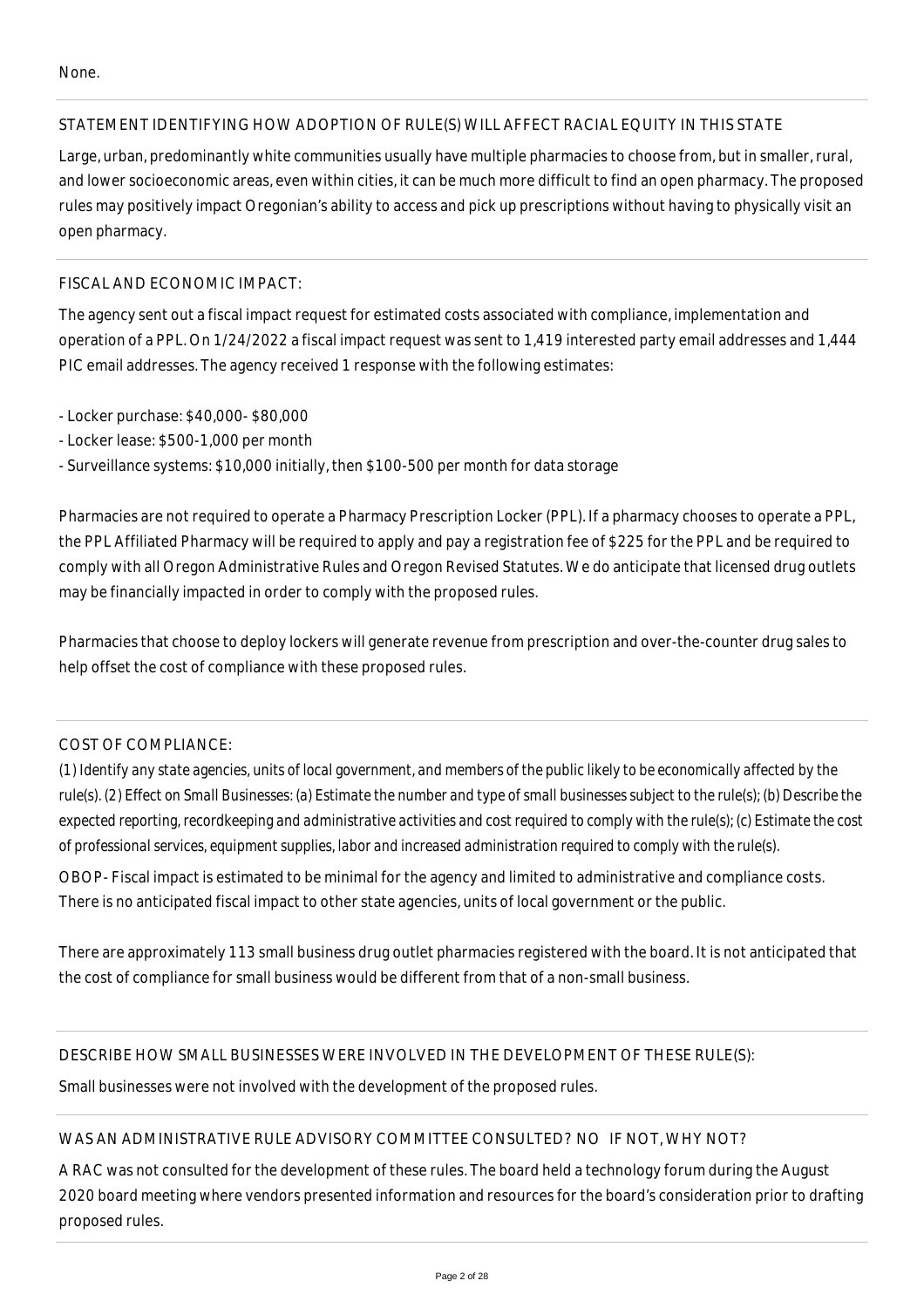None.

## STATEMENT IDENTIFYING HOW ADOPTION OF RULE(S) WILL AFFECT RACIAL EQUITY IN THIS STATE

Large, urban, predominantly white communities usually have multiple pharmacies to choose from, but in smaller, rural, and lower socioeconomic areas, even within cities, it can be much more difficult to find an open pharmacy. The proposed rules may positively impact Oregonian's ability to access and pick up prescriptions without having to physically visit an open pharmacy.

## FISCAL AND ECONOMIC IMPACT:

The agency sent out a fiscal impact request for estimated costs associated with compliance, implementation and operation of a PPL. On 1/24/2022 a fiscal impact request was sent to 1,419 interested party email addresses and 1,444 PIC email addresses. The agency received 1 response with the following estimates:

- Locker purchase: $40,000- $80,000
- Locker lease: $500-1,000 per month
- Surveillance systems: $10,000 initially, then $100-500 per month for data storage

Pharmacies are not required to operate a Pharmacy Prescription Locker (PPL). If a pharmacy chooses to operate a PPL, the PPL Affiliated Pharmacy will be required to apply and pay a registration fee of $225 for the PPL and be required to comply with all Oregon Administrative Rules and Oregon Revised Statutes. We do anticipate that licensed drug outlets may be financially impacted in order to comply with the proposed rules.

Pharmacies that choose to deploy lockers will generate revenue from prescription and over-the-counter drug sales to help offset the cost of compliance with these proposed rules.

## COST OF COMPLIANCE:

*(1) Identify any state agencies, units of local government, and members of the public likely to be economically affected by the rule(s). (2) Effect on Small Businesses: (a) Estimate the number and type of small businesses subject to the rule(s); (b) Describe the expected reporting, recordkeeping and administrative activities and cost required to comply with the rule(s); (c) Estimate the cost of professional services, equipment supplies, labor and increased administration required to comply with the rule(s).*

OBOP- Fiscal impact is estimated to be minimal for the agency and limited to administrative and compliance costs. There is no anticipated fiscal impact to other state agencies, units of local government or the public.

There are approximately 113 small business drug outlet pharmacies registered with the board. It is not anticipated that the cost of compliance for small business would be different from that of a non-small business.

## DESCRIBE HOW SMALL BUSINESSES WERE INVOLVED IN THE DEVELOPMENT OF THESE RULE(S):

Small businesses were not involved with the development of the proposed rules.

## WAS AN ADMINISTRATIVE RULE ADVISORY COMMITTEE CONSULTED? NO IF NOT, WHY NOT?

A RAC was not consulted for the development of these rules. The board held a technology forum during the August 2020 board meeting where vendors presented information and resources for the board's consideration prior to drafting proposed rules.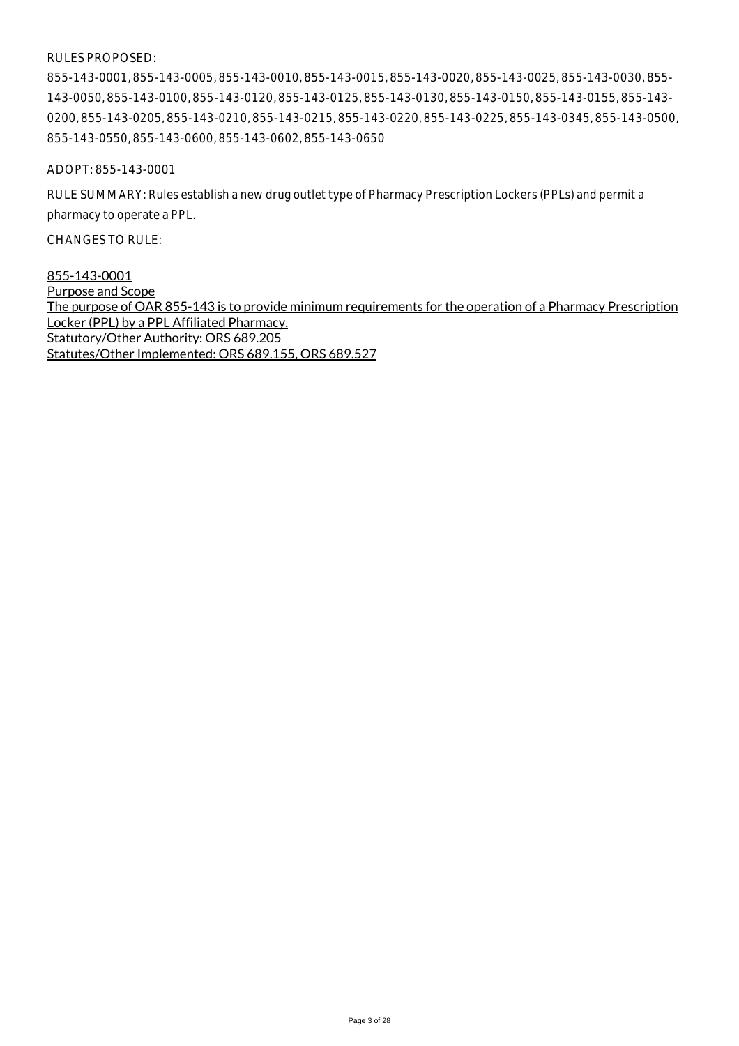RULES PROPOSED:

855-143-0001, 855-143-0005, 855-143-0010, 855-143-0015, 855-143-0020, 855-143-0025, 855-143-0030, 855-143-0050, 855-143-0100, 855-143-0120, 855-143-0125, 855-143-0130, 855-143-0150, 855-143-0155, 855-143-0200, 855-143-0205, 855-143-0210, 855-143-0215, 855-143-0220, 855-143-0225, 855-143-0345, 855-143-0500, 855-143-0550, 855-143-0600, 855-143-0602, 855-143-0650

ADOPT: 855-143-0001

RULE SUMMARY: Rules establish a new drug outlet type of Pharmacy Prescription Lockers (PPLs) and permit a pharmacy to operate a PPL.

CHANGES TO RULE:

855-143-0001
Purpose and Scope
The purpose of OAR 855-143 is to provide minimum requirements for the operation of a Pharmacy Prescription Locker (PPL) by a PPL Affiliated Pharmacy.
Statutory/Other Authority: ORS 689.205
Statutes/Other Implemented: ORS 689.155, ORS 689.527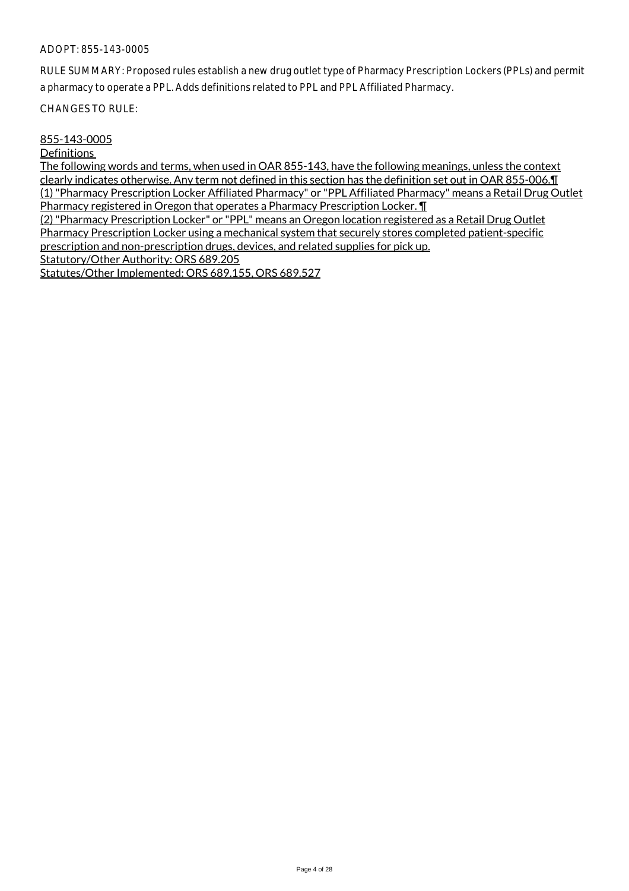ADOPT: 855-143-0005

RULE SUMMARY: Proposed rules establish a new drug outlet type of Pharmacy Prescription Lockers (PPLs) and permit a pharmacy to operate a PPL. Adds definitions related to PPL and PPL Affiliated Pharmacy.

CHANGES TO RULE:

855-143-0005

Definitions

The following words and terms, when used in OAR 855-143, have the following meanings, unless the context clearly indicates otherwise. Any term not defined in this section has the definition set out in OAR 855-006.¶

(1) "Pharmacy Prescription Locker Affiliated Pharmacy" or "PPL Affiliated Pharmacy" means a Retail Drug Outlet Pharmacy registered in Oregon that operates a Pharmacy Prescription Locker. ¶

(2) "Pharmacy Prescription Locker" or "PPL" means an Oregon location registered as a Retail Drug Outlet Pharmacy Prescription Locker using a mechanical system that securely stores completed patient-specific prescription and non-prescription drugs, devices, and related supplies for pick up.

Statutory/Other Authority: ORS 689.205

Statutes/Other Implemented: ORS 689.155, ORS 689.527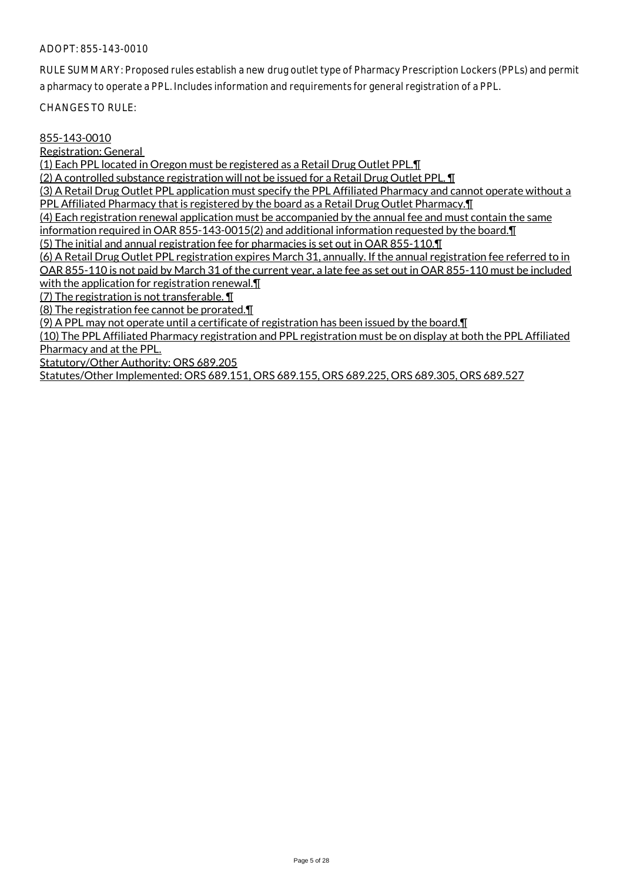ADOPT: 855-143-0010

RULE SUMMARY: Proposed rules establish a new drug outlet type of Pharmacy Prescription Lockers (PPLs) and permit a pharmacy to operate a PPL. Includes information and requirements for general registration of a PPL.

CHANGES TO RULE:

855-143-0010
Registration: General
(1) Each PPL located in Oregon must be registered as a Retail Drug Outlet PPL.¶
(2) A controlled substance registration will not be issued for a Retail Drug Outlet PPL. ¶
(3) A Retail Drug Outlet PPL application must specify the PPL Affiliated Pharmacy and cannot operate without a PPL Affiliated Pharmacy that is registered by the board as a Retail Drug Outlet Pharmacy.¶
(4) Each registration renewal application must be accompanied by the annual fee and must contain the same information required in OAR 855-143-0015(2) and additional information requested by the board.¶
(5) The initial and annual registration fee for pharmacies is set out in OAR 855-110.¶
(6) A Retail Drug Outlet PPL registration expires March 31, annually. If the annual registration fee referred to in OAR 855-110 is not paid by March 31 of the current year, a late fee as set out in OAR 855-110 must be included with the application for registration renewal.¶
(7) The registration is not transferable. ¶
(8) The registration fee cannot be prorated.¶
(9) A PPL may not operate until a certificate of registration has been issued by the board.¶
(10) The PPL Affiliated Pharmacy registration and PPL registration must be on display at both the PPL Affiliated Pharmacy and at the PPL.
Statutory/Other Authority: ORS 689.205
Statutes/Other Implemented: ORS 689.151, ORS 689.155, ORS 689.225, ORS 689.305, ORS 689.527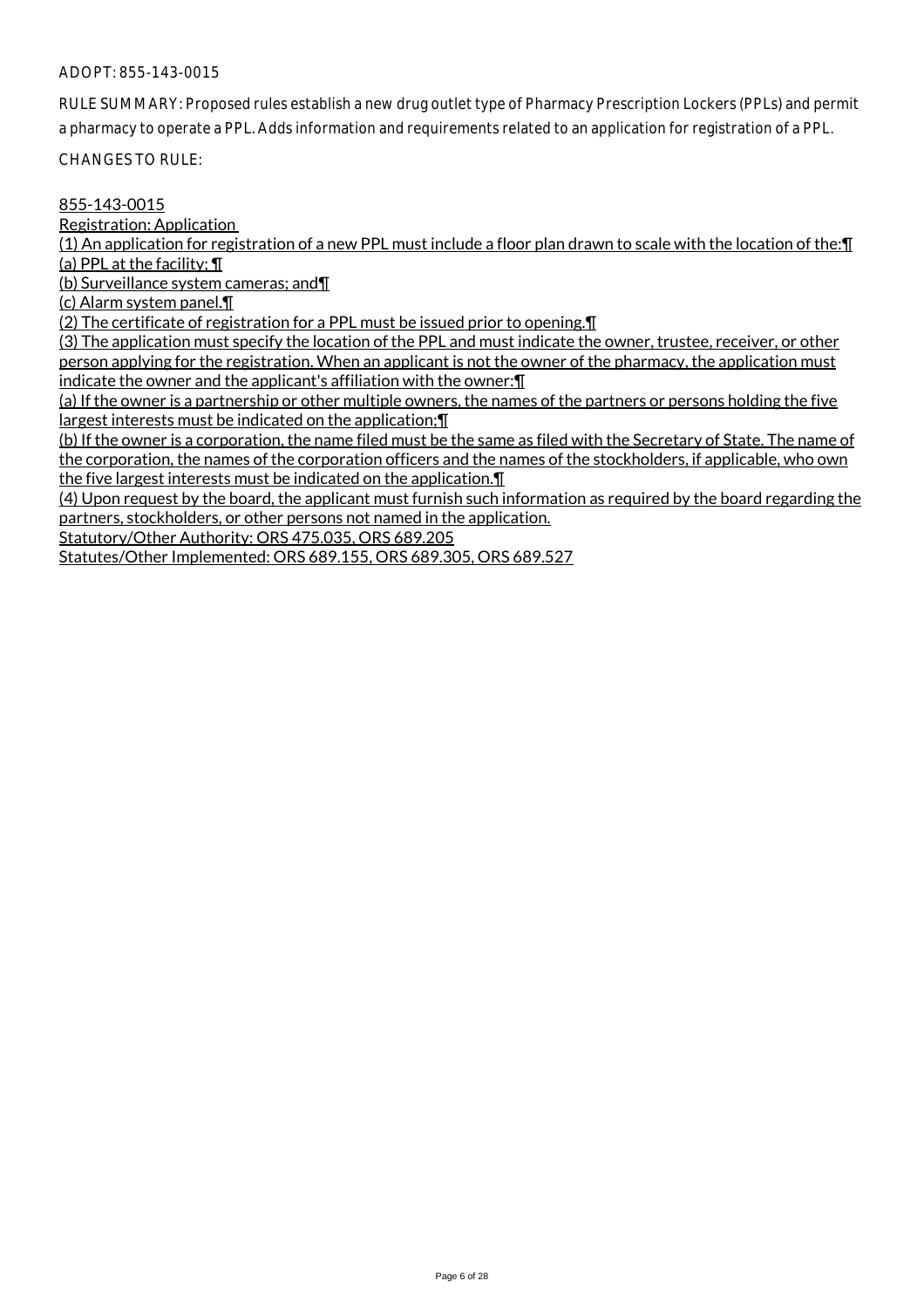ADOPT: 855-143-0015

RULE SUMMARY: Proposed rules establish a new drug outlet type of Pharmacy Prescription Lockers (PPLs) and permit a pharmacy to operate a PPL. Adds information and requirements related to an application for registration of a PPL.

CHANGES TO RULE:

855-143-0015
Registration: Application
(1) An application for registration of a new PPL must include a floor plan drawn to scale with the location of the:¶
(a) PPL at the facility; ¶
(b) Surveillance system cameras; and¶
(c) Alarm system panel.¶
(2) The certificate of registration for a PPL must be issued prior to opening.¶
(3) The application must specify the location of the PPL and must indicate the owner, trustee, receiver, or other person applying for the registration. When an applicant is not the owner of the pharmacy, the application must indicate the owner and the applicant's affiliation with the owner:¶
(a) If the owner is a partnership or other multiple owners, the names of the partners or persons holding the five largest interests must be indicated on the application;¶
(b) If the owner is a corporation, the name filed must be the same as filed with the Secretary of State. The name of the corporation, the names of the corporation officers and the names of the stockholders, if applicable, who own the five largest interests must be indicated on the application.¶
(4) Upon request by the board, the applicant must furnish such information as required by the board regarding the partners, stockholders, or other persons not named in the application.
Statutory/Other Authority: ORS 475.035, ORS 689.205
Statutes/Other Implemented: ORS 689.155, ORS 689.305, ORS 689.527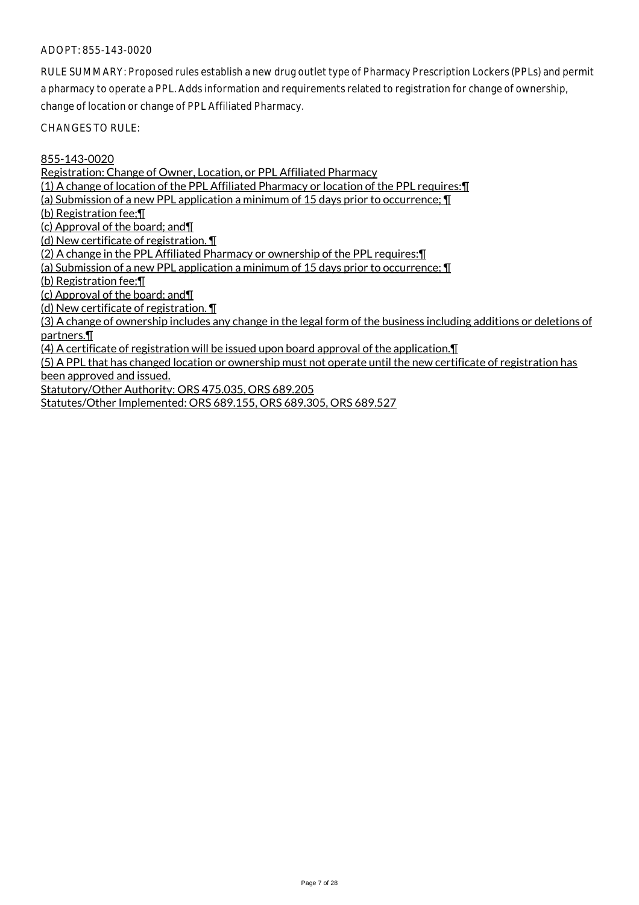ADOPT: 855-143-0020

RULE SUMMARY: Proposed rules establish a new drug outlet type of Pharmacy Prescription Lockers (PPLs) and permit a pharmacy to operate a PPL. Adds information and requirements related to registration for change of ownership, change of location or change of PPL Affiliated Pharmacy.

CHANGES TO RULE:

855-143-0020
Registration: Change of Owner, Location, or PPL Affiliated Pharmacy
(1) A change of location of the PPL Affiliated Pharmacy or location of the PPL requires:¶
(a) Submission of a new PPL application a minimum of 15 days prior to occurrence; ¶
(b) Registration fee;¶
(c) Approval of the board; and¶
(d) New certificate of registration. ¶
(2) A change in the PPL Affiliated Pharmacy or ownership of the PPL requires:¶
(a) Submission of a new PPL application a minimum of 15 days prior to occurrence; ¶
(b) Registration fee;¶
(c) Approval of the board; and¶
(d) New certificate of registration. ¶
(3) A change of ownership includes any change in the legal form of the business including additions or deletions of partners.¶
(4) A certificate of registration will be issued upon board approval of the application.¶
(5) A PPL that has changed location or ownership must not operate until the new certificate of registration has been approved and issued.
Statutory/Other Authority: ORS 475.035, ORS 689.205
Statutes/Other Implemented: ORS 689.155, ORS 689.305, ORS 689.527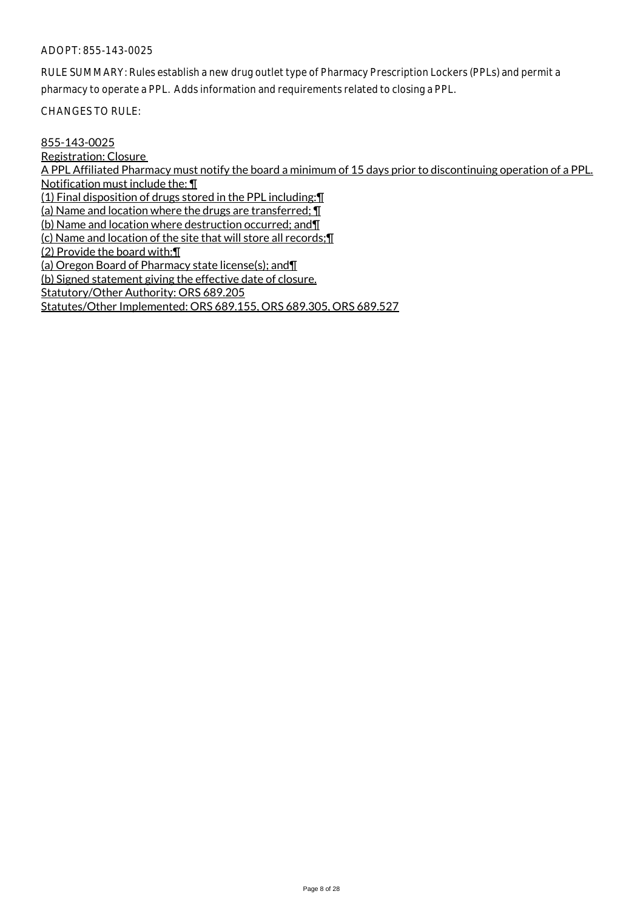ADOPT: 855-143-0025

RULE SUMMARY: Rules establish a new drug outlet type of Pharmacy Prescription Lockers (PPLs) and permit a pharmacy to operate a PPL. Adds information and requirements related to closing a PPL.

CHANGES TO RULE:

855-143-0025
Registration: Closure
A PPL Affiliated Pharmacy must notify the board a minimum of 15 days prior to discontinuing operation of a PPL. Notification must include the: ¶
(1) Final disposition of drugs stored in the PPL including:¶
(a) Name and location where the drugs are transferred; ¶
(b) Name and location where destruction occurred; and¶
(c) Name and location of the site that will store all records;¶
(2) Provide the board with:¶
(a) Oregon Board of Pharmacy state license(s); and¶
(b) Signed statement giving the effective date of closure.
Statutory/Other Authority: ORS 689.205
Statutes/Other Implemented: ORS 689.155, ORS 689.305, ORS 689.527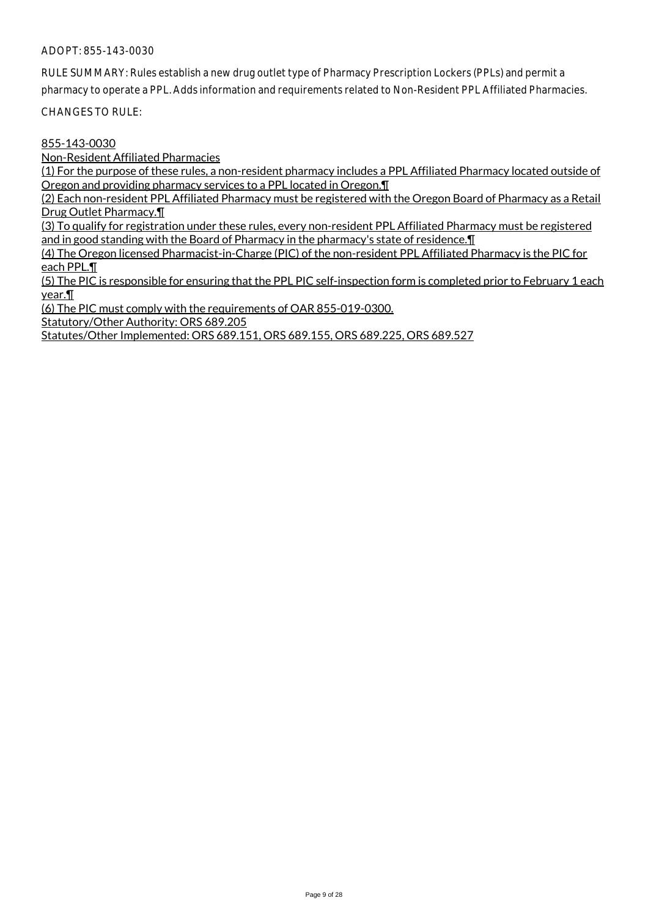ADOPT: 855-143-0030

RULE SUMMARY: Rules establish a new drug outlet type of Pharmacy Prescription Lockers (PPLs) and permit a pharmacy to operate a PPL. Adds information and requirements related to Non-Resident PPL Affiliated Pharmacies.

CHANGES TO RULE:

855-143-0030
Non-Resident Affiliated Pharmacies
(1) For the purpose of these rules, a non-resident pharmacy includes a PPL Affiliated Pharmacy located outside of Oregon and providing pharmacy services to a PPL located in Oregon.¶
(2) Each non-resident PPL Affiliated Pharmacy must be registered with the Oregon Board of Pharmacy as a Retail Drug Outlet Pharmacy.¶
(3) To qualify for registration under these rules, every non-resident PPL Affiliated Pharmacy must be registered and in good standing with the Board of Pharmacy in the pharmacy's state of residence.¶
(4) The Oregon licensed Pharmacist-in-Charge (PIC) of the non-resident PPL Affiliated Pharmacy is the PIC for each PPL.¶
(5) The PIC is responsible for ensuring that the PPL PIC self-inspection form is completed prior to February 1 each year.¶
(6) The PIC must comply with the requirements of OAR 855-019-0300.
Statutory/Other Authority: ORS 689.205
Statutes/Other Implemented: ORS 689.151, ORS 689.155, ORS 689.225, ORS 689.527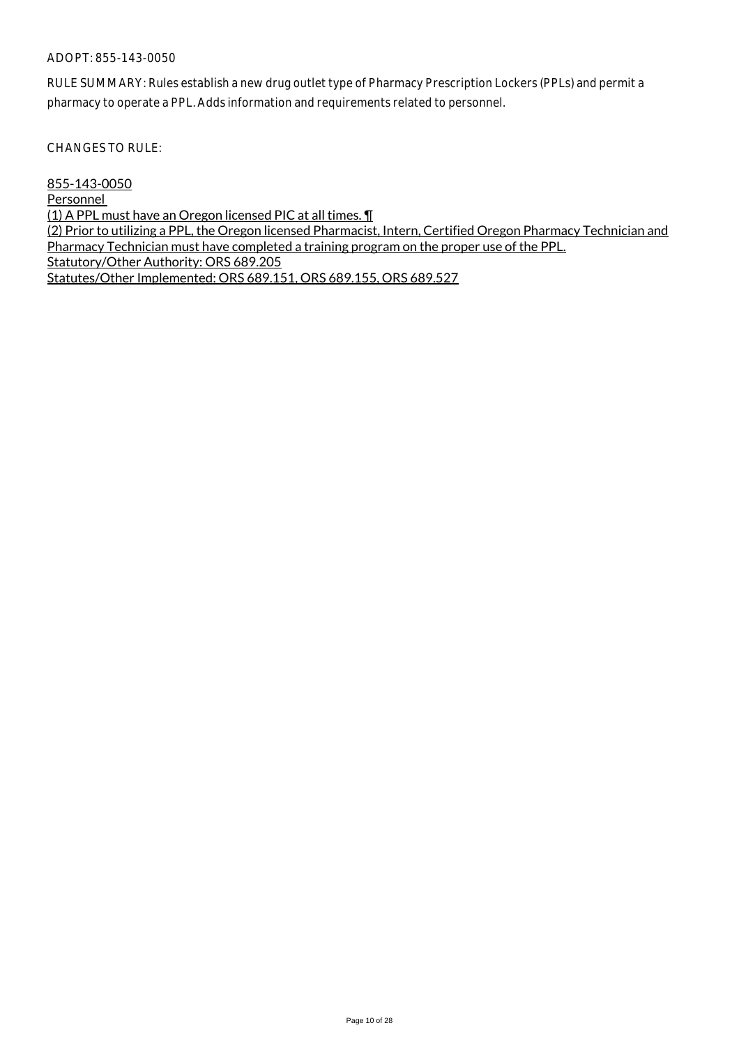ADOPT: 855-143-0050

RULE SUMMARY: Rules establish a new drug outlet type of Pharmacy Prescription Lockers (PPLs) and permit a pharmacy to operate a PPL. Adds information and requirements related to personnel.

CHANGES TO RULE:

855-143-0050
Personnel
(1) A PPL must have an Oregon licensed PIC at all times. ¶
(2) Prior to utilizing a PPL, the Oregon licensed Pharmacist, Intern, Certified Oregon Pharmacy Technician and Pharmacy Technician must have completed a training program on the proper use of the PPL.
Statutory/Other Authority: ORS 689.205
Statutes/Other Implemented: ORS 689.151, ORS 689.155, ORS 689.527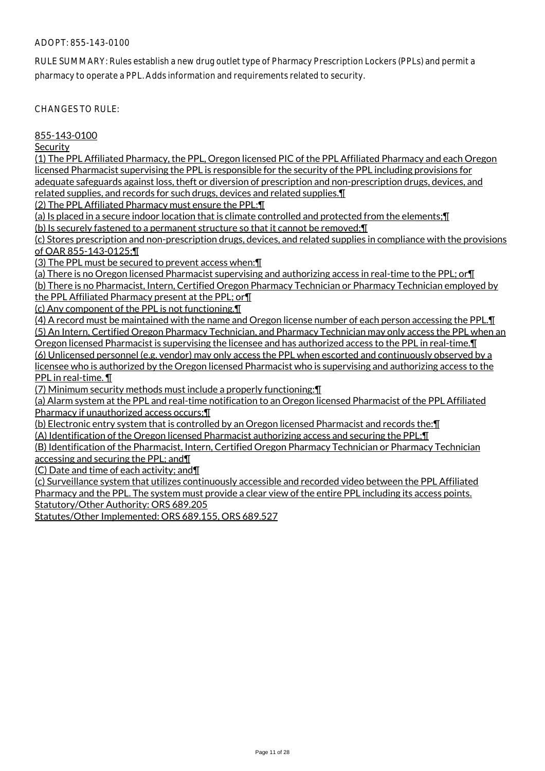ADOPT: 855-143-0100

RULE SUMMARY: Rules establish a new drug outlet type of Pharmacy Prescription Lockers (PPLs) and permit a pharmacy to operate a PPL. Adds information and requirements related to security.

CHANGES TO RULE:

855-143-0100

Security

(1) The PPL Affiliated Pharmacy, the PPL, Oregon licensed PIC of the PPL Affiliated Pharmacy and each Oregon licensed Pharmacist supervising the PPL is responsible for the security of the PPL including provisions for adequate safeguards against loss, theft or diversion of prescription and non-prescription drugs, devices, and related supplies, and records for such drugs, devices and related supplies.¶

(2) The PPL Affiliated Pharmacy must ensure the PPL:¶

(a) Is placed in a secure indoor location that is climate controlled and protected from the elements;¶

(b) Is securely fastened to a permanent structure so that it cannot be removed;¶

(c) Stores prescription and non-prescription drugs, devices, and related supplies in compliance with the provisions of OAR 855-143-0125;¶

(3) The PPL must be secured to prevent access when:¶

(a) There is no Oregon licensed Pharmacist supervising and authorizing access in real-time to the PPL; or¶

(b) There is no Pharmacist, Intern, Certified Oregon Pharmacy Technician or Pharmacy Technician employed by the PPL Affiliated Pharmacy present at the PPL; or¶

(c) Any component of the PPL is not functioning.¶

(4) A record must be maintained with the name and Oregon license number of each person accessing the PPL.¶

(5) An Intern, Certified Oregon Pharmacy Technician, and Pharmacy Technician may only access the PPL when an Oregon licensed Pharmacist is supervising the licensee and has authorized access to the PPL in real-time.¶

(6) Unlicensed personnel (e.g. vendor) may only access the PPL when escorted and continuously observed by a licensee who is authorized by the Oregon licensed Pharmacist who is supervising and authorizing access to the PPL in real-time. ¶

(7) Minimum security methods must include a properly functioning:¶

(a) Alarm system at the PPL and real-time notification to an Oregon licensed Pharmacist of the PPL Affiliated Pharmacy if unauthorized access occurs;¶

(b) Electronic entry system that is controlled by an Oregon licensed Pharmacist and records the:¶

(A) Identification of the Oregon licensed Pharmacist authorizing access and securing the PPL;¶

(B) Identification of the Pharmacist, Intern, Certified Oregon Pharmacy Technician or Pharmacy Technician accessing and securing the PPL; and¶

(C) Date and time of each activity; and¶

(c) Surveillance system that utilizes continuously accessible and recorded video between the PPL Affiliated Pharmacy and the PPL. The system must provide a clear view of the entire PPL including its access points.

Statutory/Other Authority: ORS 689.205

Statutes/Other Implemented: ORS 689.155, ORS 689.527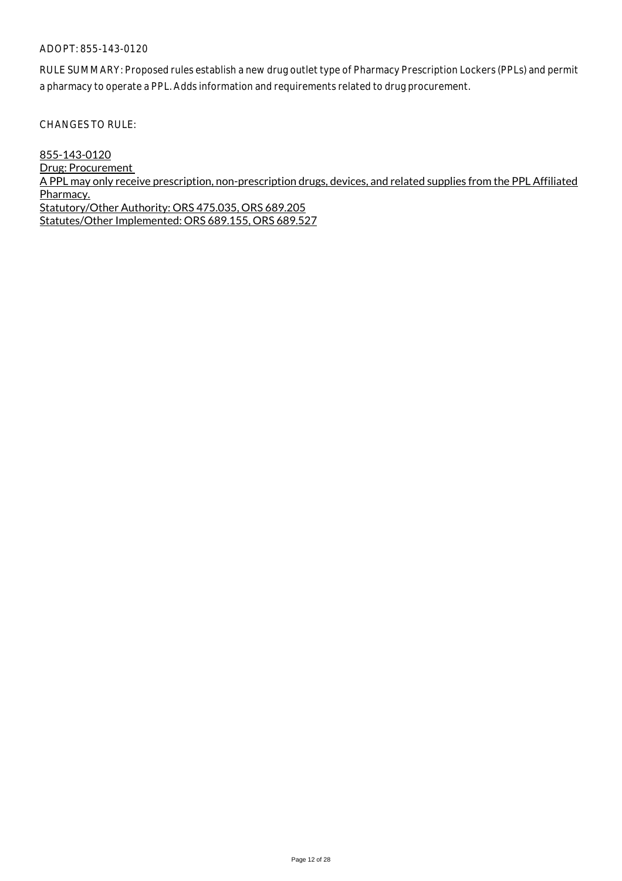ADOPT: 855-143-0120

RULE SUMMARY: Proposed rules establish a new drug outlet type of Pharmacy Prescription Lockers (PPLs) and permit a pharmacy to operate a PPL. Adds information and requirements related to drug procurement.

CHANGES TO RULE:

855-143-0120
Drug: Procurement
A PPL may only receive prescription, non-prescription drugs, devices, and related supplies from the PPL Affiliated Pharmacy.
Statutory/Other Authority: ORS 475.035, ORS 689.205
Statutes/Other Implemented: ORS 689.155, ORS 689.527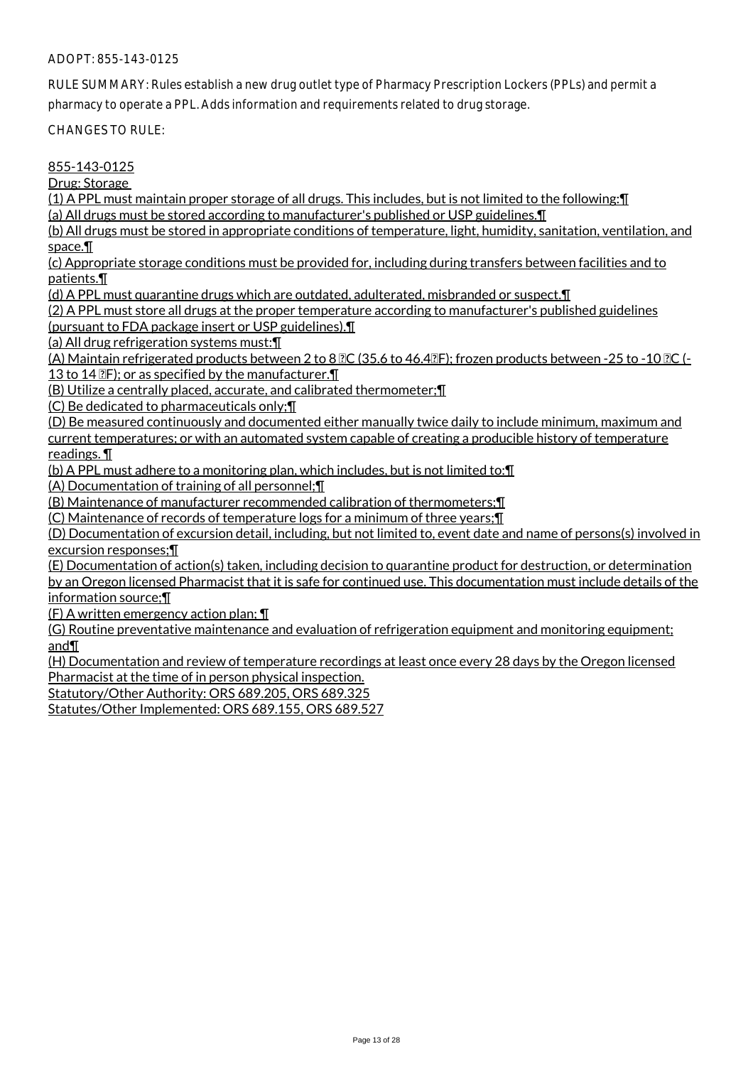ADOPT: 855-143-0125

RULE SUMMARY: Rules establish a new drug outlet type of Pharmacy Prescription Lockers (PPLs) and permit a pharmacy to operate a PPL. Adds information and requirements related to drug storage.

CHANGES TO RULE:

855-143-0125

Drug: Storage

(1) A PPL must maintain proper storage of all drugs. This includes, but is not limited to the following:¶

(a) All drugs must be stored according to manufacturer's published or USP guidelines.¶

(b) All drugs must be stored in appropriate conditions of temperature, light, humidity, sanitation, ventilation, and space.¶

(c) Appropriate storage conditions must be provided for, including during transfers between facilities and to patients.¶

(d) A PPL must quarantine drugs which are outdated, adulterated, misbranded or suspect.¶

(2) A PPL must store all drugs at the proper temperature according to manufacturer's published guidelines (pursuant to FDA package insert or USP guidelines).¶

(a) All drug refrigeration systems must:¶

(A) Maintain refrigerated products between 2 to 8 °C (35.6 to 46.4°F); frozen products between -25 to -10 °C (-13 to 14 °F); or as specified by the manufacturer.¶

(B) Utilize a centrally placed, accurate, and calibrated thermometer;¶

(C) Be dedicated to pharmaceuticals only;¶

(D) Be measured continuously and documented either manually twice daily to include minimum, maximum and current temperatures; or with an automated system capable of creating a producible history of temperature readings. ¶

(b) A PPL must adhere to a monitoring plan, which includes, but is not limited to:¶

(A) Documentation of training of all personnel;¶

(B) Maintenance of manufacturer recommended calibration of thermometers;¶

(C) Maintenance of records of temperature logs for a minimum of three years;¶

(D) Documentation of excursion detail, including, but not limited to, event date and name of persons(s) involved in excursion responses;¶

(E) Documentation of action(s) taken, including decision to quarantine product for destruction, or determination by an Oregon licensed Pharmacist that it is safe for continued use. This documentation must include details of the information source;¶

(F) A written emergency action plan; ¶

(G) Routine preventative maintenance and evaluation of refrigeration equipment and monitoring equipment; and¶

(H) Documentation and review of temperature recordings at least once every 28 days by the Oregon licensed Pharmacist at the time of in person physical inspection.

Statutory/Other Authority: ORS 689.205, ORS 689.325

Statutes/Other Implemented: ORS 689.155, ORS 689.527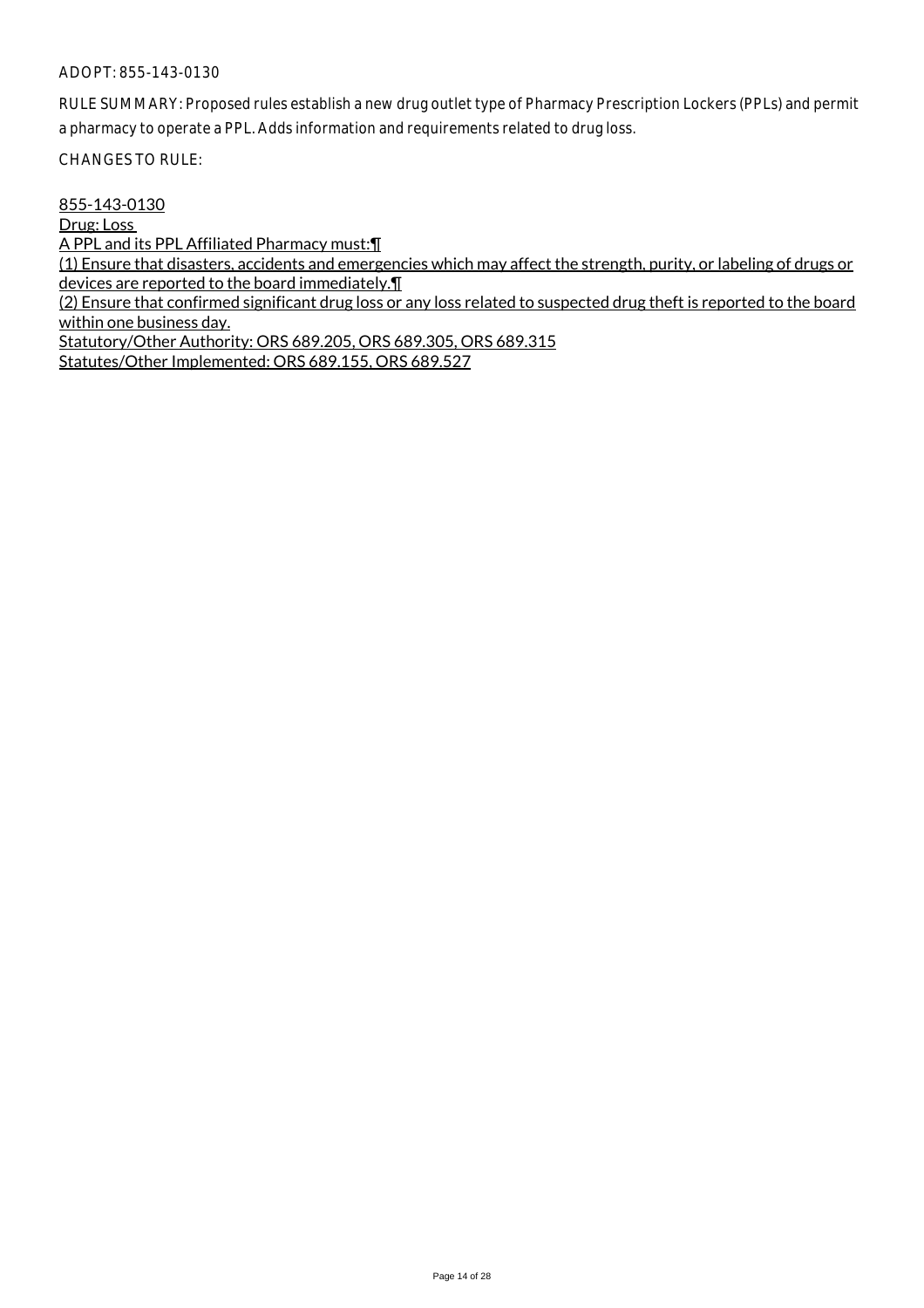ADOPT: 855-143-0130

RULE SUMMARY: Proposed rules establish a new drug outlet type of Pharmacy Prescription Lockers (PPLs) and permit a pharmacy to operate a PPL. Adds information and requirements related to drug loss.

CHANGES TO RULE:

855-143-0130
Drug: Loss
A PPL and its PPL Affiliated Pharmacy must:¶
(1) Ensure that disasters, accidents and emergencies which may affect the strength, purity, or labeling of drugs or devices are reported to the board immediately.¶
(2) Ensure that confirmed significant drug loss or any loss related to suspected drug theft is reported to the board within one business day.
Statutory/Other Authority: ORS 689.205, ORS 689.305, ORS 689.315
Statutes/Other Implemented: ORS 689.155, ORS 689.527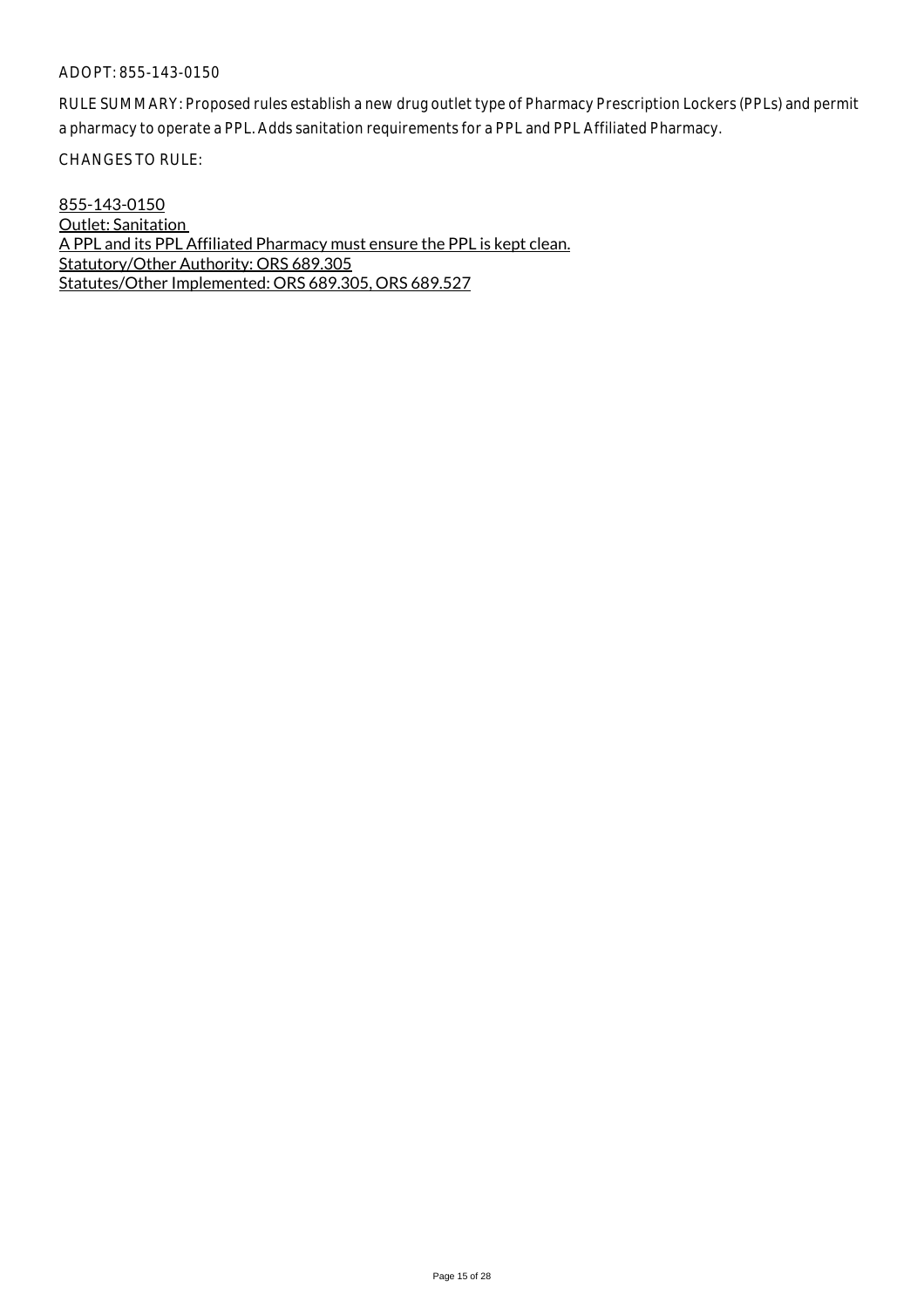ADOPT: 855-143-0150

RULE SUMMARY: Proposed rules establish a new drug outlet type of Pharmacy Prescription Lockers (PPLs) and permit a pharmacy to operate a PPL. Adds sanitation requirements for a PPL and PPL Affiliated Pharmacy.

CHANGES TO RULE:

<u>855-143-0150</u>
<u>Outlet: Sanitation</u>
<u>A PPL and its PPL Affiliated Pharmacy must ensure the PPL is kept clean.</u>
<u>Statutory/Other Authority: ORS 689.305</u>
<u>Statutes/Other Implemented: ORS 689.305, ORS 689.527</u>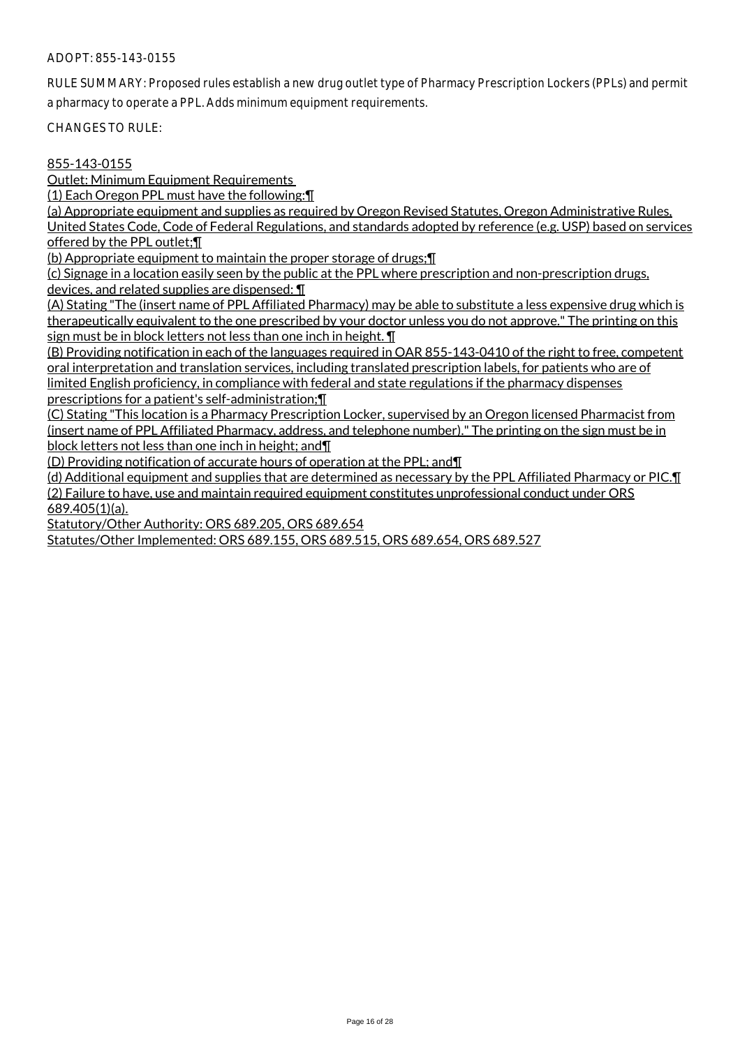ADOPT: 855-143-0155

RULE SUMMARY: Proposed rules establish a new drug outlet type of Pharmacy Prescription Lockers (PPLs) and permit a pharmacy to operate a PPL. Adds minimum equipment requirements.

CHANGES TO RULE:

855-143-0155
Outlet: Minimum Equipment Requirements
(1) Each Oregon PPL must have the following:¶
(a) Appropriate equipment and supplies as required by Oregon Revised Statutes, Oregon Administrative Rules, United States Code, Code of Federal Regulations, and standards adopted by reference (e.g. USP) based on services offered by the PPL outlet;¶
(b) Appropriate equipment to maintain the proper storage of drugs;¶
(c) Signage in a location easily seen by the public at the PPL where prescription and non-prescription drugs, devices, and related supplies are dispensed: ¶
(A) Stating "The (insert name of PPL Affiliated Pharmacy) may be able to substitute a less expensive drug which is therapeutically equivalent to the one prescribed by your doctor unless you do not approve." The printing on this sign must be in block letters not less than one inch in height. ¶
(B) Providing notification in each of the languages required in OAR 855-143-0410 of the right to free, competent oral interpretation and translation services, including translated prescription labels, for patients who are of limited English proficiency, in compliance with federal and state regulations if the pharmacy dispenses prescriptions for a patient's self-administration;¶
(C) Stating "This location is a Pharmacy Prescription Locker, supervised by an Oregon licensed Pharmacist from (insert name of PPL Affiliated Pharmacy, address, and telephone number)." The printing on the sign must be in block letters not less than one inch in height; and¶
(D) Providing notification of accurate hours of operation at the PPL; and¶
(d) Additional equipment and supplies that are determined as necessary by the PPL Affiliated Pharmacy or PIC.¶
(2) Failure to have, use and maintain required equipment constitutes unprofessional conduct under ORS 689.405(1)(a).
Statutory/Other Authority: ORS 689.205, ORS 689.654
Statutes/Other Implemented: ORS 689.155, ORS 689.515, ORS 689.654, ORS 689.527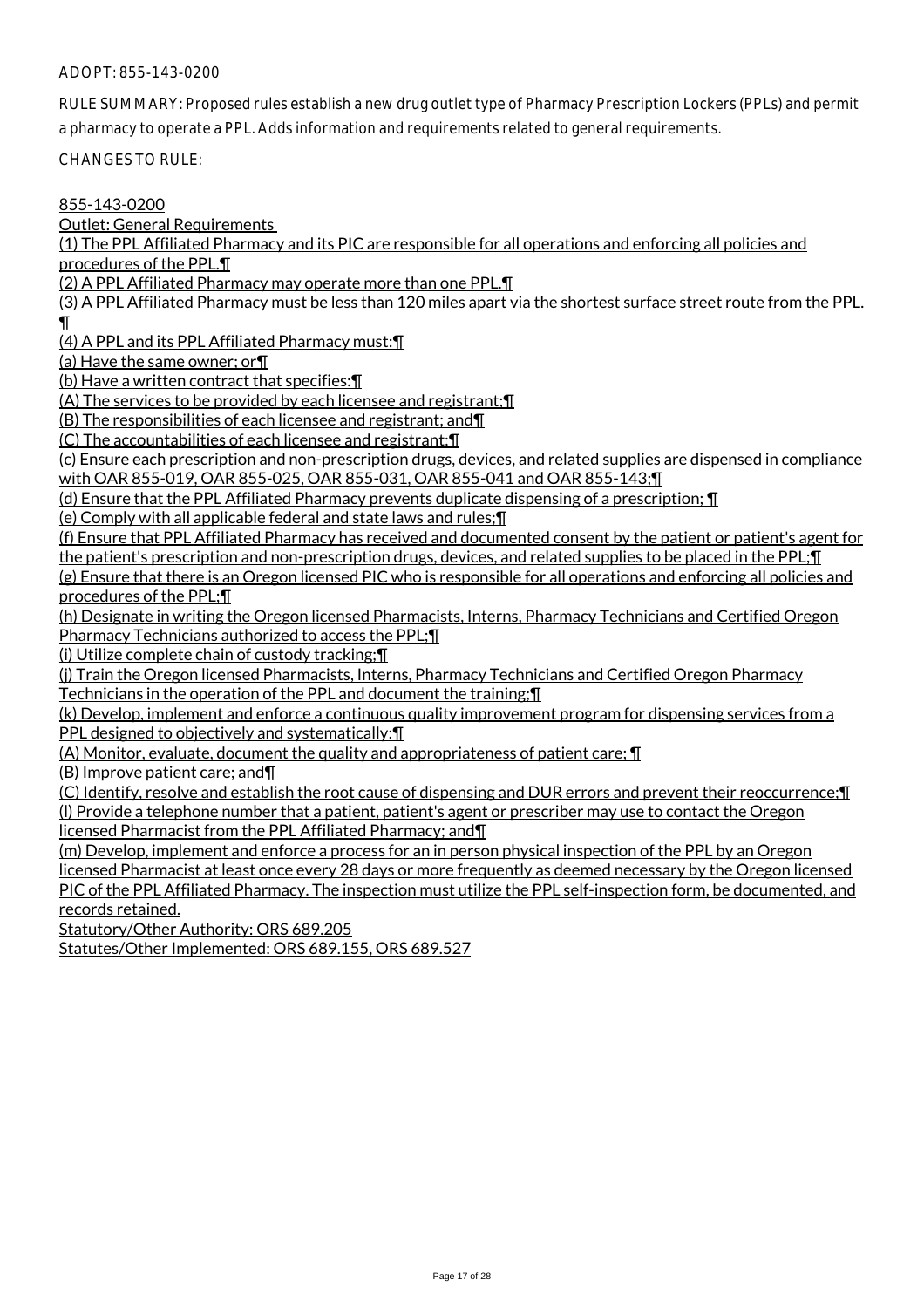ADOPT: 855-143-0200

RULE SUMMARY: Proposed rules establish a new drug outlet type of Pharmacy Prescription Lockers (PPLs) and permit a pharmacy to operate a PPL. Adds information and requirements related to general requirements.

CHANGES TO RULE:

855-143-0200

Outlet: General Requirements

(1) The PPL Affiliated Pharmacy and its PIC are responsible for all operations and enforcing all policies and procedures of the PPL.¶

(2) A PPL Affiliated Pharmacy may operate more than one PPL.¶

(3) A PPL Affiliated Pharmacy must be less than 120 miles apart via the shortest surface street route from the PPL.¶

(4) A PPL and its PPL Affiliated Pharmacy must:¶

(a) Have the same owner; or¶

(b) Have a written contract that specifies:¶

(A) The services to be provided by each licensee and registrant;¶

(B) The responsibilities of each licensee and registrant; and¶

(C) The accountabilities of each licensee and registrant;¶

(c) Ensure each prescription and non-prescription drugs, devices, and related supplies are dispensed in compliance with OAR 855-019, OAR 855-025, OAR 855-031, OAR 855-041 and OAR 855-143;¶

(d) Ensure that the PPL Affiliated Pharmacy prevents duplicate dispensing of a prescription; ¶

(e) Comply with all applicable federal and state laws and rules;¶

(f) Ensure that PPL Affiliated Pharmacy has received and documented consent by the patient or patient's agent for the patient's prescription and non-prescription drugs, devices, and related supplies to be placed in the PPL;¶

(g) Ensure that there is an Oregon licensed PIC who is responsible for all operations and enforcing all policies and procedures of the PPL;¶

(h) Designate in writing the Oregon licensed Pharmacists, Interns, Pharmacy Technicians and Certified Oregon Pharmacy Technicians authorized to access the PPL;¶

(i) Utilize complete chain of custody tracking;¶

(j) Train the Oregon licensed Pharmacists, Interns, Pharmacy Technicians and Certified Oregon Pharmacy Technicians in the operation of the PPL and document the training;¶

(k) Develop, implement and enforce a continuous quality improvement program for dispensing services from a PPL designed to objectively and systematically:¶

(A) Monitor, evaluate, document the quality and appropriateness of patient care; ¶

(B) Improve patient care; and¶

(C) Identify, resolve and establish the root cause of dispensing and DUR errors and prevent their reoccurrence;¶

(l) Provide a telephone number that a patient, patient's agent or prescriber may use to contact the Oregon licensed Pharmacist from the PPL Affiliated Pharmacy; and¶

(m) Develop, implement and enforce a process for an in person physical inspection of the PPL by an Oregon licensed Pharmacist at least once every 28 days or more frequently as deemed necessary by the Oregon licensed PIC of the PPL Affiliated Pharmacy. The inspection must utilize the PPL self-inspection form, be documented, and records retained.

Statutory/Other Authority: ORS 689.205

Statutes/Other Implemented: ORS 689.155, ORS 689.527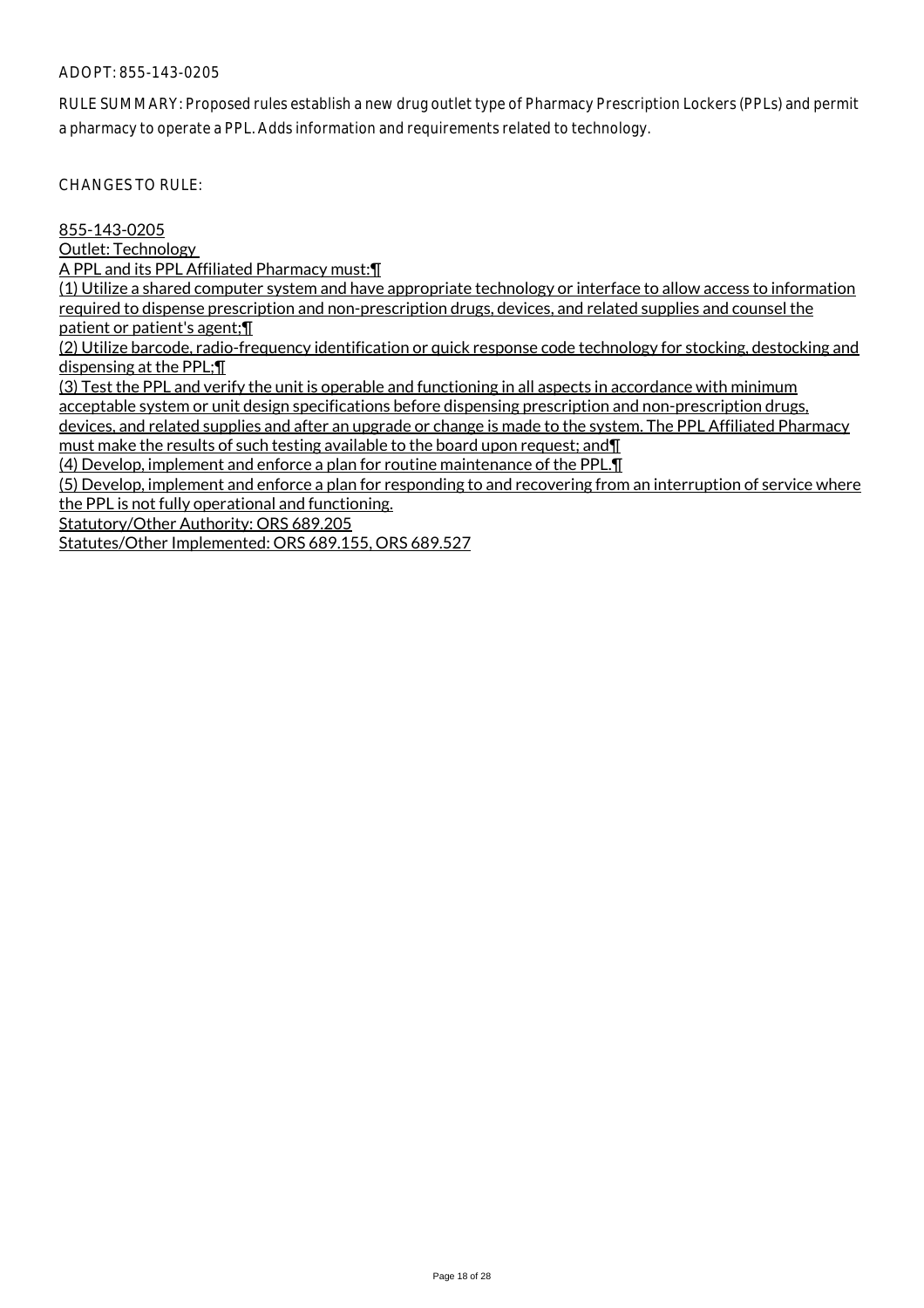ADOPT: 855-143-0205

RULE SUMMARY: Proposed rules establish a new drug outlet type of Pharmacy Prescription Lockers (PPLs) and permit a pharmacy to operate a PPL. Adds information and requirements related to technology.

CHANGES TO RULE:

855-143-0205
Outlet: Technology
A PPL and its PPL Affiliated Pharmacy must:¶
(1) Utilize a shared computer system and have appropriate technology or interface to allow access to information required to dispense prescription and non-prescription drugs, devices, and related supplies and counsel the patient or patient's agent;¶
(2) Utilize barcode, radio-frequency identification or quick response code technology for stocking, destocking and dispensing at the PPL;¶
(3) Test the PPL and verify the unit is operable and functioning in all aspects in accordance with minimum acceptable system or unit design specifications before dispensing prescription and non-prescription drugs, devices, and related supplies and after an upgrade or change is made to the system. The PPL Affiliated Pharmacy must make the results of such testing available to the board upon request; and¶
(4) Develop, implement and enforce a plan for routine maintenance of the PPL.¶
(5) Develop, implement and enforce a plan for responding to and recovering from an interruption of service where the PPL is not fully operational and functioning.
Statutory/Other Authority: ORS 689.205
Statutes/Other Implemented: ORS 689.155, ORS 689.527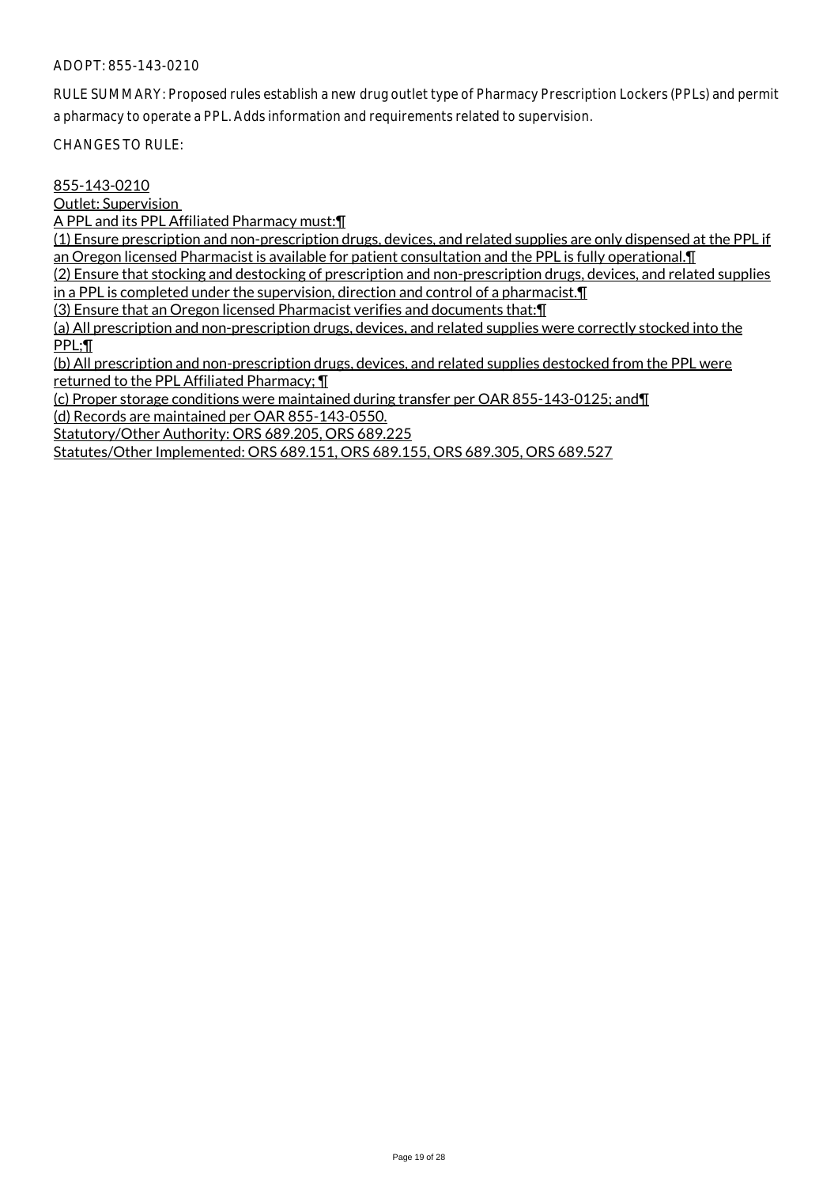ADOPT: 855-143-0210

RULE SUMMARY: Proposed rules establish a new drug outlet type of Pharmacy Prescription Lockers (PPLs) and permit a pharmacy to operate a PPL. Adds information and requirements related to supervision.

CHANGES TO RULE:

855-143-0210
Outlet: Supervision
A PPL and its PPL Affiliated Pharmacy must:¶
(1) Ensure prescription and non-prescription drugs, devices, and related supplies are only dispensed at the PPL if an Oregon licensed Pharmacist is available for patient consultation and the PPL is fully operational.¶
(2) Ensure that stocking and destocking of prescription and non-prescription drugs, devices, and related supplies in a PPL is completed under the supervision, direction and control of a pharmacist.¶
(3) Ensure that an Oregon licensed Pharmacist verifies and documents that:¶
(a) All prescription and non-prescription drugs, devices, and related supplies were correctly stocked into the PPL;¶
(b) All prescription and non-prescription drugs, devices, and related supplies destocked from the PPL were returned to the PPL Affiliated Pharmacy; ¶
(c) Proper storage conditions were maintained during transfer per OAR 855-143-0125; and¶
(d) Records are maintained per OAR 855-143-0550.
Statutory/Other Authority: ORS 689.205, ORS 689.225
Statutes/Other Implemented: ORS 689.151, ORS 689.155, ORS 689.305, ORS 689.527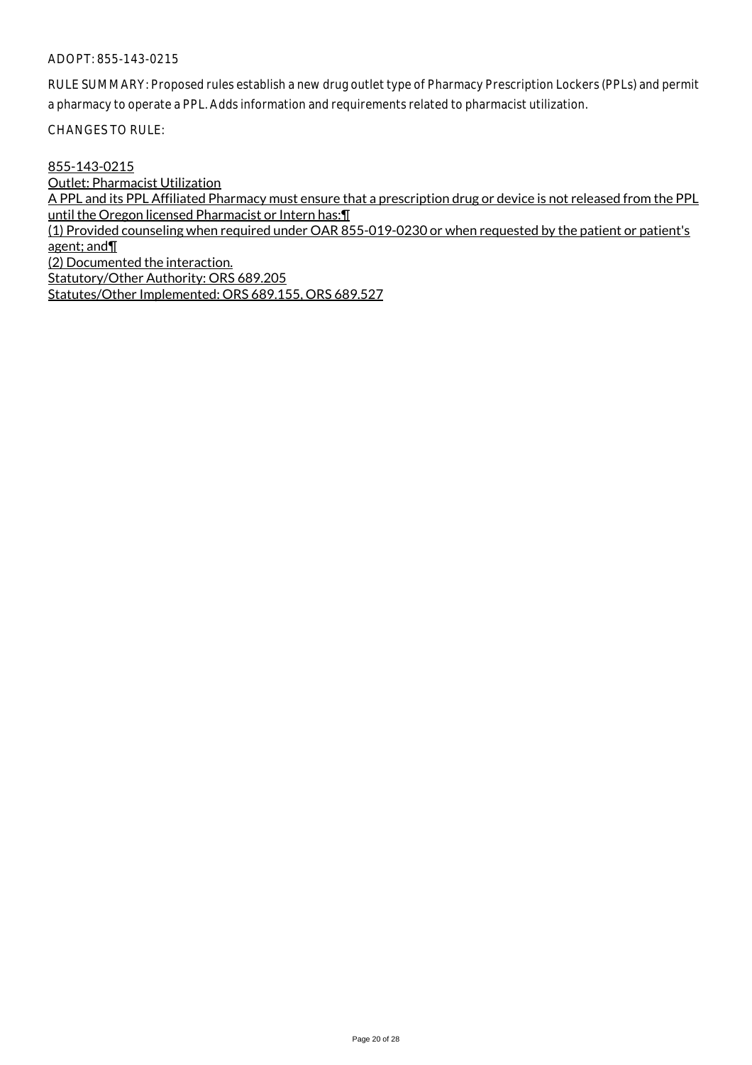ADOPT: 855-143-0215

RULE SUMMARY: Proposed rules establish a new drug outlet type of Pharmacy Prescription Lockers (PPLs) and permit a pharmacy to operate a PPL. Adds information and requirements related to pharmacist utilization.

CHANGES TO RULE:

855-143-0215
Outlet: Pharmacist Utilization
A PPL and its PPL Affiliated Pharmacy must ensure that a prescription drug or device is not released from the PPL until the Oregon licensed Pharmacist or Intern has:¶
(1) Provided counseling when required under OAR 855-019-0230 or when requested by the patient or patient's agent; and¶
(2) Documented the interaction.
Statutory/Other Authority: ORS 689.205
Statutes/Other Implemented: ORS 689.155, ORS 689.527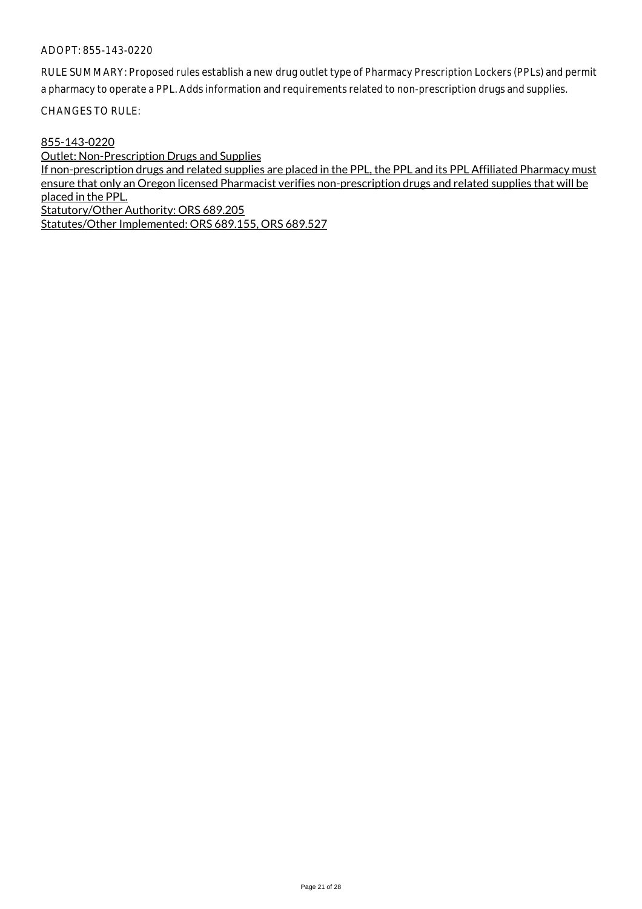ADOPT: 855-143-0220

RULE SUMMARY: Proposed rules establish a new drug outlet type of Pharmacy Prescription Lockers (PPLs) and permit a pharmacy to operate a PPL. Adds information and requirements related to non-prescription drugs and supplies.

CHANGES TO RULE:

855-143-0220
Outlet: Non-Prescription Drugs and Supplies
If non-prescription drugs and related supplies are placed in the PPL, the PPL and its PPL Affiliated Pharmacy must ensure that only an Oregon licensed Pharmacist verifies non-prescription drugs and related supplies that will be placed in the PPL.
Statutory/Other Authority: ORS 689.205
Statutes/Other Implemented: ORS 689.155, ORS 689.527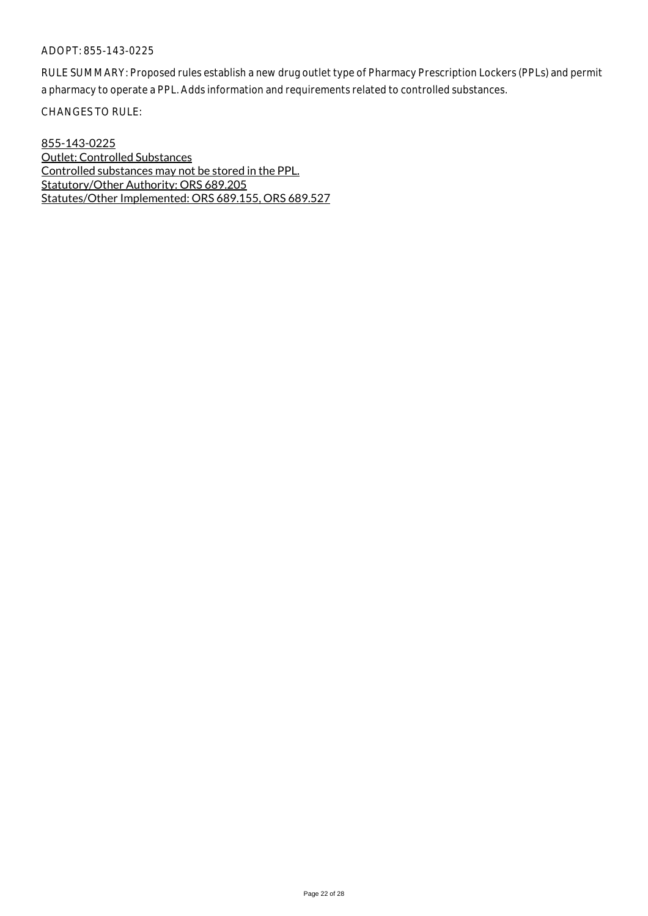ADOPT: 855-143-0225

RULE SUMMARY: Proposed rules establish a new drug outlet type of Pharmacy Prescription Lockers (PPLs) and permit a pharmacy to operate a PPL. Adds information and requirements related to controlled substances.

CHANGES TO RULE:

855-143-0225
Outlet: Controlled Substances
Controlled substances may not be stored in the PPL.
Statutory/Other Authority: ORS 689.205
Statutes/Other Implemented: ORS 689.155, ORS 689.527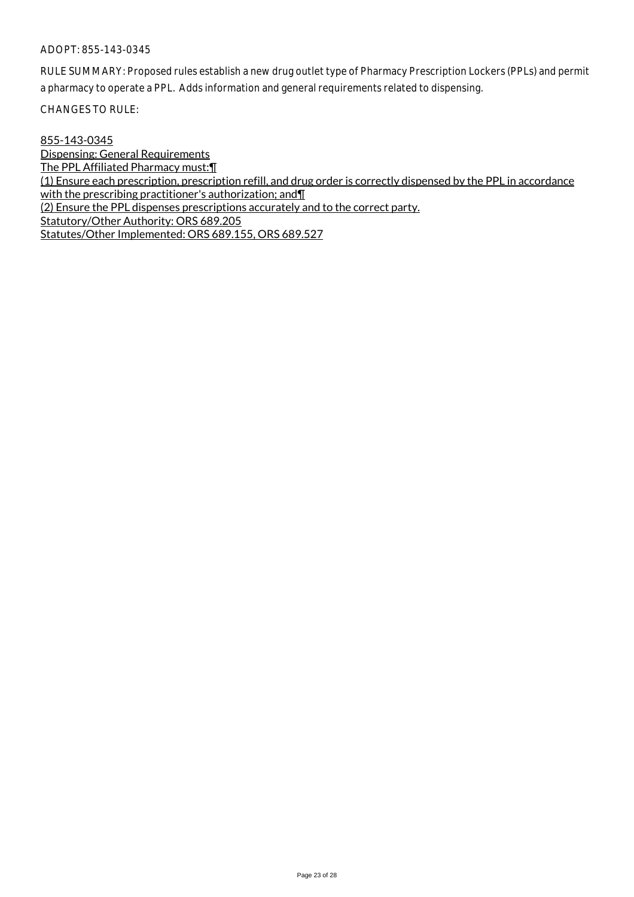ADOPT: 855-143-0345

RULE SUMMARY: Proposed rules establish a new drug outlet type of Pharmacy Prescription Lockers (PPLs) and permit a pharmacy to operate a PPL. Adds information and general requirements related to dispensing.

CHANGES TO RULE:

855-143-0345
Dispensing: General Requirements
The PPL Affiliated Pharmacy must:¶
(1) Ensure each prescription, prescription refill, and drug order is correctly dispensed by the PPL in accordance with the prescribing practitioner's authorization; and¶
(2) Ensure the PPL dispenses prescriptions accurately and to the correct party.
Statutory/Other Authority: ORS 689.205
Statutes/Other Implemented: ORS 689.155, ORS 689.527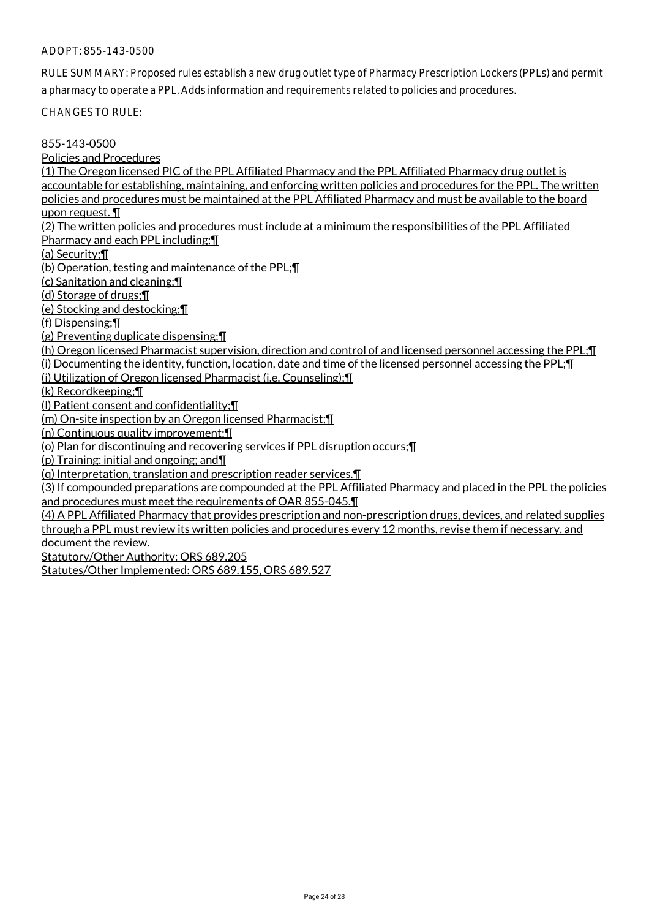ADOPT: 855-143-0500

RULE SUMMARY: Proposed rules establish a new drug outlet type of Pharmacy Prescription Lockers (PPLs) and permit a pharmacy to operate a PPL. Adds information and requirements related to policies and procedures.

CHANGES TO RULE:

855-143-0500

Policies and Procedures

(1) The Oregon licensed PIC of the PPL Affiliated Pharmacy and the PPL Affiliated Pharmacy drug outlet is accountable for establishing, maintaining, and enforcing written policies and procedures for the PPL. The written policies and procedures must be maintained at the PPL Affiliated Pharmacy and must be available to the board upon request. ¶

(2) The written policies and procedures must include at a minimum the responsibilities of the PPL Affiliated Pharmacy and each PPL including;¶

(a) Security;¶

(b) Operation, testing and maintenance of the PPL;¶

(c) Sanitation and cleaning;¶

(d) Storage of drugs;¶

(e) Stocking and destocking;¶

(f) Dispensing;¶

(g) Preventing duplicate dispensing;¶

(h) Oregon licensed Pharmacist supervision, direction and control of and licensed personnel accessing the PPL;¶

(i) Documenting the identity, function, location, date and time of the licensed personnel accessing the PPL;¶

(j) Utilization of Oregon licensed Pharmacist (i.e. Counseling);¶

(k) Recordkeeping;¶

(l) Patient consent and confidentiality;¶

(m) On-site inspection by an Oregon licensed Pharmacist;¶

(n) Continuous quality improvement;¶

(o) Plan for discontinuing and recovering services if PPL disruption occurs;¶

(p) Training: initial and ongoing; and¶

(q) Interpretation, translation and prescription reader services.¶

(3) If compounded preparations are compounded at the PPL Affiliated Pharmacy and placed in the PPL the policies and procedures must meet the requirements of OAR 855-045.¶

(4) A PPL Affiliated Pharmacy that provides prescription and non-prescription drugs, devices, and related supplies through a PPL must review its written policies and procedures every 12 months, revise them if necessary, and document the review.

Statutory/Other Authority: ORS 689.205

Statutes/Other Implemented: ORS 689.155, ORS 689.527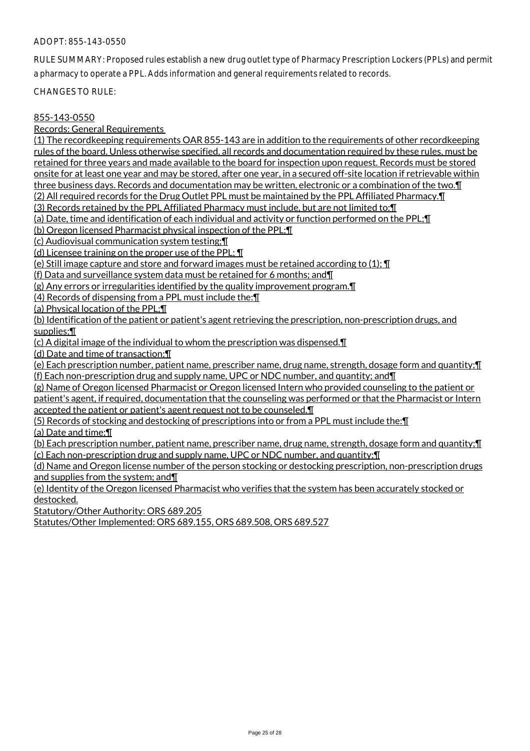ADOPT: 855-143-0550

RULE SUMMARY: Proposed rules establish a new drug outlet type of Pharmacy Prescription Lockers (PPLs) and permit a pharmacy to operate a PPL. Adds information and general requirements related to records.

CHANGES TO RULE:

855-143-0550

Records: General Requirements

(1) The recordkeeping requirements OAR 855-143 are in addition to the requirements of other recordkeeping rules of the board. Unless otherwise specified, all records and documentation required by these rules, must be retained for three years and made available to the board for inspection upon request. Records must be stored onsite for at least one year and may be stored, after one year, in a secured off-site location if retrievable within three business days. Records and documentation may be written, electronic or a combination of the two.¶
(2) All required records for the Drug Outlet PPL must be maintained by the PPL Affiliated Pharmacy.¶
(3) Records retained by the PPL Affiliated Pharmacy must include, but are not limited to:¶
(a) Date, time and identification of each individual and activity or function performed on the PPL;¶
(b) Oregon licensed Pharmacist physical inspection of the PPL;¶
(c) Audiovisual communication system testing;¶
(d) Licensee training on the proper use of the PPL; ¶
(e) Still image capture and store and forward images must be retained according to (1); ¶
(f) Data and surveillance system data must be retained for 6 months; and¶
(g) Any errors or irregularities identified by the quality improvement program.¶
(4) Records of dispensing from a PPL must include the:¶
(a) Physical location of the PPL;¶
(b) Identification of the patient or patient's agent retrieving the prescription, non-prescription drugs, and supplies;¶
(c) A digital image of the individual to whom the prescription was dispensed.¶
(d) Date and time of transaction;¶
(e) Each prescription number, patient name, prescriber name, drug name, strength, dosage form and quantity;¶
(f) Each non-prescription drug and supply name, UPC or NDC number, and quantity; and¶
(g) Name of Oregon licensed Pharmacist or Oregon licensed Intern who provided counseling to the patient or patient's agent, if required, documentation that the counseling was performed or that the Pharmacist or Intern accepted the patient or patient's agent request not to be counseled.¶
(5) Records of stocking and destocking of prescriptions into or from a PPL must include the:¶
(a) Date and time;¶
(b) Each prescription number, patient name, prescriber name, drug name, strength, dosage form and quantity;¶
(c) Each non-prescription drug and supply name, UPC or NDC number, and quantity;¶
(d) Name and Oregon license number of the person stocking or destocking prescription, non-prescription drugs and supplies from the system; and¶
(e) Identity of the Oregon licensed Pharmacist who verifies that the system has been accurately stocked or destocked.

Statutory/Other Authority: ORS 689.205

Statutes/Other Implemented: ORS 689.155, ORS 689.508, ORS 689.527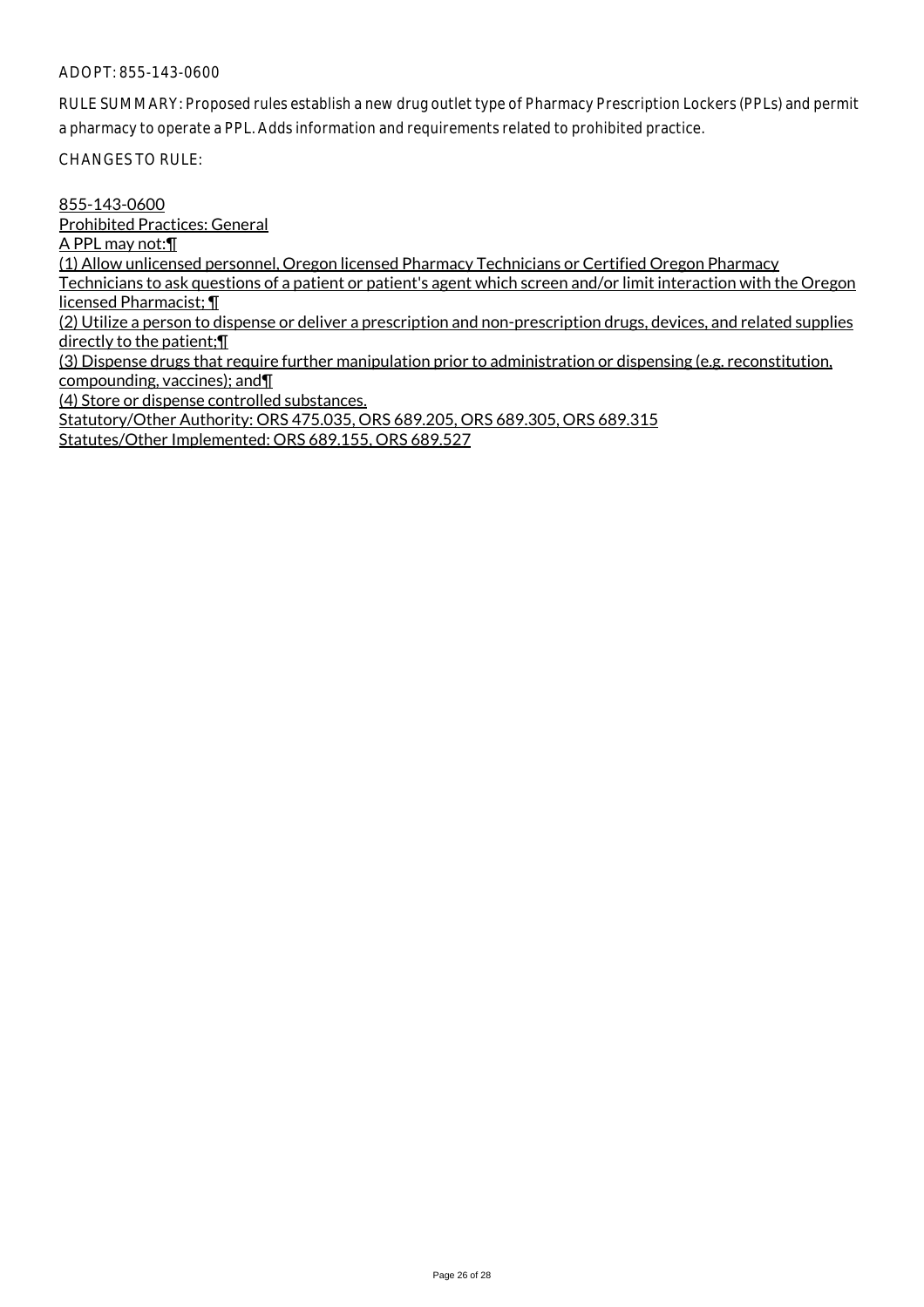ADOPT: 855-143-0600

RULE SUMMARY: Proposed rules establish a new drug outlet type of Pharmacy Prescription Lockers (PPLs) and permit a pharmacy to operate a PPL. Adds information and requirements related to prohibited practice.

CHANGES TO RULE:

855-143-0600
Prohibited Practices: General
A PPL may not:¶
(1) Allow unlicensed personnel, Oregon licensed Pharmacy Technicians or Certified Oregon Pharmacy Technicians to ask questions of a patient or patient's agent which screen and/or limit interaction with the Oregon licensed Pharmacist; ¶
(2) Utilize a person to dispense or deliver a prescription and non-prescription drugs, devices, and related supplies directly to the patient;¶
(3) Dispense drugs that require further manipulation prior to administration or dispensing (e.g. reconstitution, compounding, vaccines); and¶
(4) Store or dispense controlled substances.
Statutory/Other Authority: ORS 475.035, ORS 689.205, ORS 689.305, ORS 689.315
Statutes/Other Implemented: ORS 689.155, ORS 689.527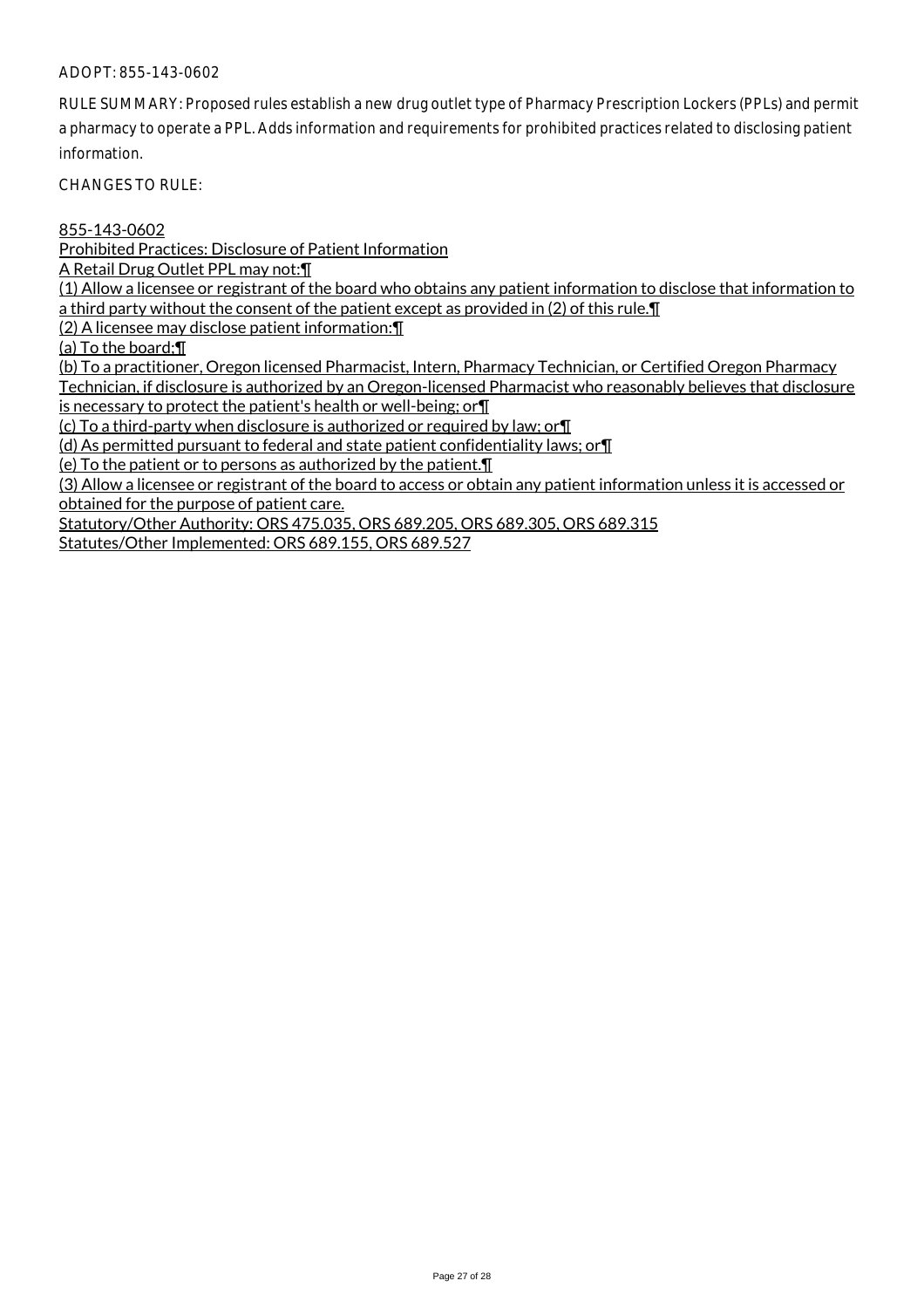ADOPT: 855-143-0602

RULE SUMMARY: Proposed rules establish a new drug outlet type of Pharmacy Prescription Lockers (PPLs) and permit a pharmacy to operate a PPL. Adds information and requirements for prohibited practices related to disclosing patient information.

CHANGES TO RULE:

855-143-0602

Prohibited Practices: Disclosure of Patient Information

A Retail Drug Outlet PPL may not:¶

(1) Allow a licensee or registrant of the board who obtains any patient information to disclose that information to a third party without the consent of the patient except as provided in (2) of this rule.¶

(2) A licensee may disclose patient information:¶

(a) To the board;¶

(b) To a practitioner, Oregon licensed Pharmacist, Intern, Pharmacy Technician, or Certified Oregon Pharmacy Technician, if disclosure is authorized by an Oregon-licensed Pharmacist who reasonably believes that disclosure is necessary to protect the patient's health or well-being; or¶

(c) To a third-party when disclosure is authorized or required by law; or¶

(d) As permitted pursuant to federal and state patient confidentiality laws; or¶

(e) To the patient or to persons as authorized by the patient.¶

(3) Allow a licensee or registrant of the board to access or obtain any patient information unless it is accessed or obtained for the purpose of patient care.

Statutory/Other Authority: ORS 475.035, ORS 689.205, ORS 689.305, ORS 689.315

Statutes/Other Implemented: ORS 689.155, ORS 689.527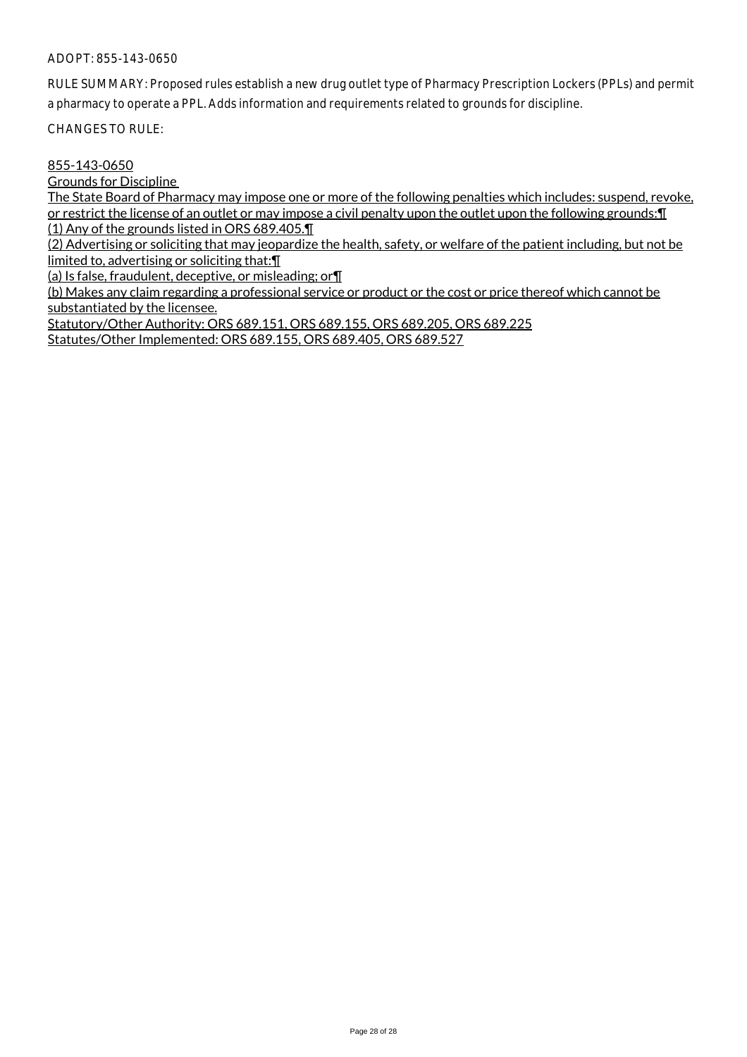ADOPT: 855-143-0650

RULE SUMMARY: Proposed rules establish a new drug outlet type of Pharmacy Prescription Lockers (PPLs) and permit a pharmacy to operate a PPL. Adds information and requirements related to grounds for discipline.

CHANGES TO RULE:

855-143-0650

Grounds for Discipline

The State Board of Pharmacy may impose one or more of the following penalties which includes: suspend, revoke, or restrict the license of an outlet or may impose a civil penalty upon the outlet upon the following grounds:¶

(1) Any of the grounds listed in ORS 689.405.¶

(2) Advertising or soliciting that may jeopardize the health, safety, or welfare of the patient including, but not be limited to, advertising or soliciting that:¶

(a) Is false, fraudulent, deceptive, or misleading; or¶

(b) Makes any claim regarding a professional service or product or the cost or price thereof which cannot be substantiated by the licensee.

Statutory/Other Authority: ORS 689.151, ORS 689.155, ORS 689.205, ORS 689.225

Statutes/Other Implemented: ORS 689.155, ORS 689.405, ORS 689.527